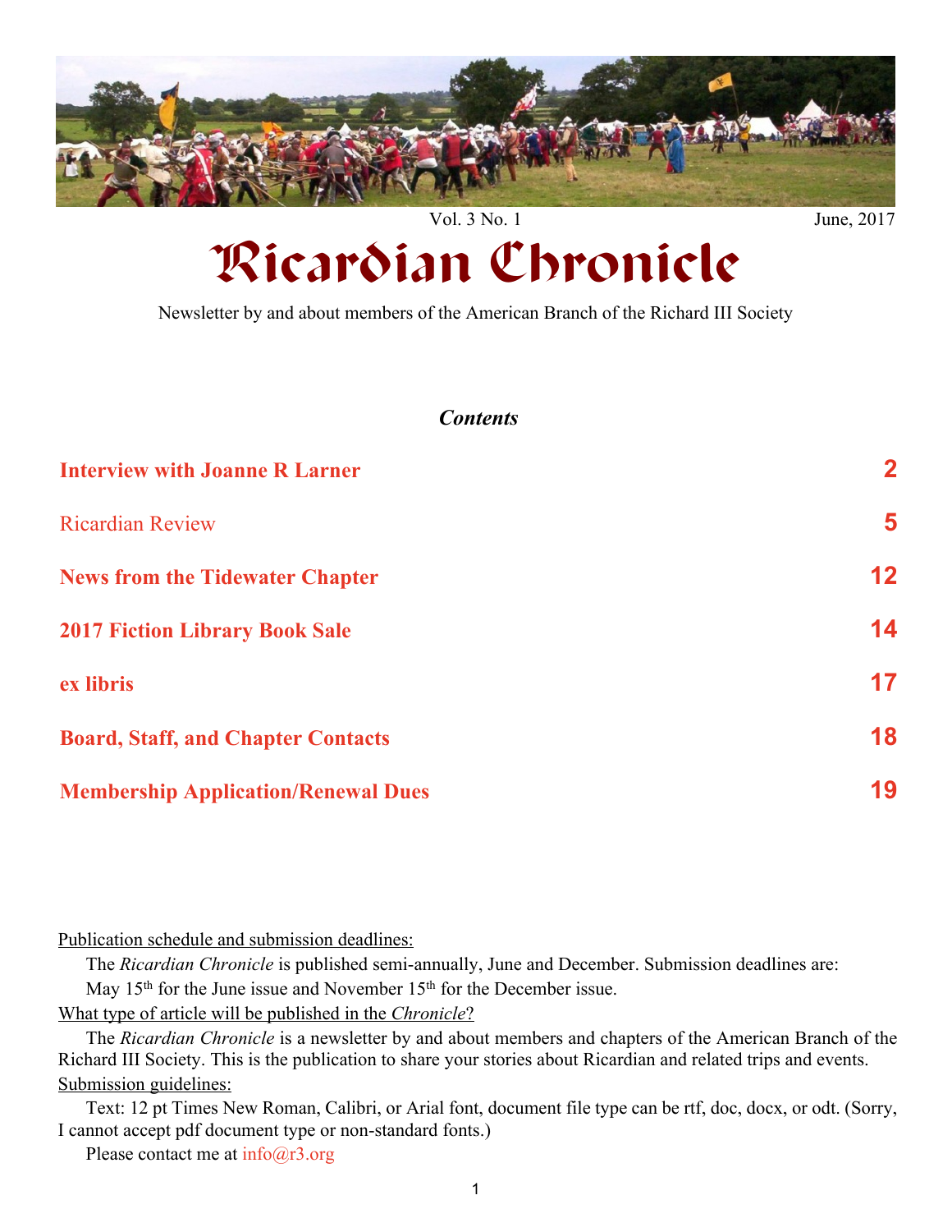Vol. 3 No. 1 June, 2017

# Ricardian Chronicle

Newsletter by and about members of the American Branch of the Richard III Society

***Contents***

| | |
|---|---|
| **Interview with Joanne R Larner** | **2** |
| Ricardian Review | **5** |
| **News from the Tidewater Chapter** | **12** |
| **2017 Fiction Library Book Sale** | **14** |
| **ex libris** | **17** |
| **Board, Staff, and Chapter Contacts** | **18** |
| **Membership Application/Renewal Dues** | **19** |

Publication schedule and submission deadlines:

The *Ricardian Chronicle* is published semi-annually, June and December. Submission deadlines are: May 15th for the June issue and November 15th for the December issue.

What type of article will be published in the *Chronicle*?

The *Ricardian Chronicle* is a newsletter by and about members and chapters of the American Branch of the Richard III Society. This is the publication to share your stories about Ricardian and related trips and events.

Submission guidelines:

Text: 12 pt Times New Roman, Calibri, or Arial font, document file type can be rtf, doc, docx, or odt. (Sorry, I cannot accept pdf document type or non-standard fonts.)

Please contact me at info@r3.org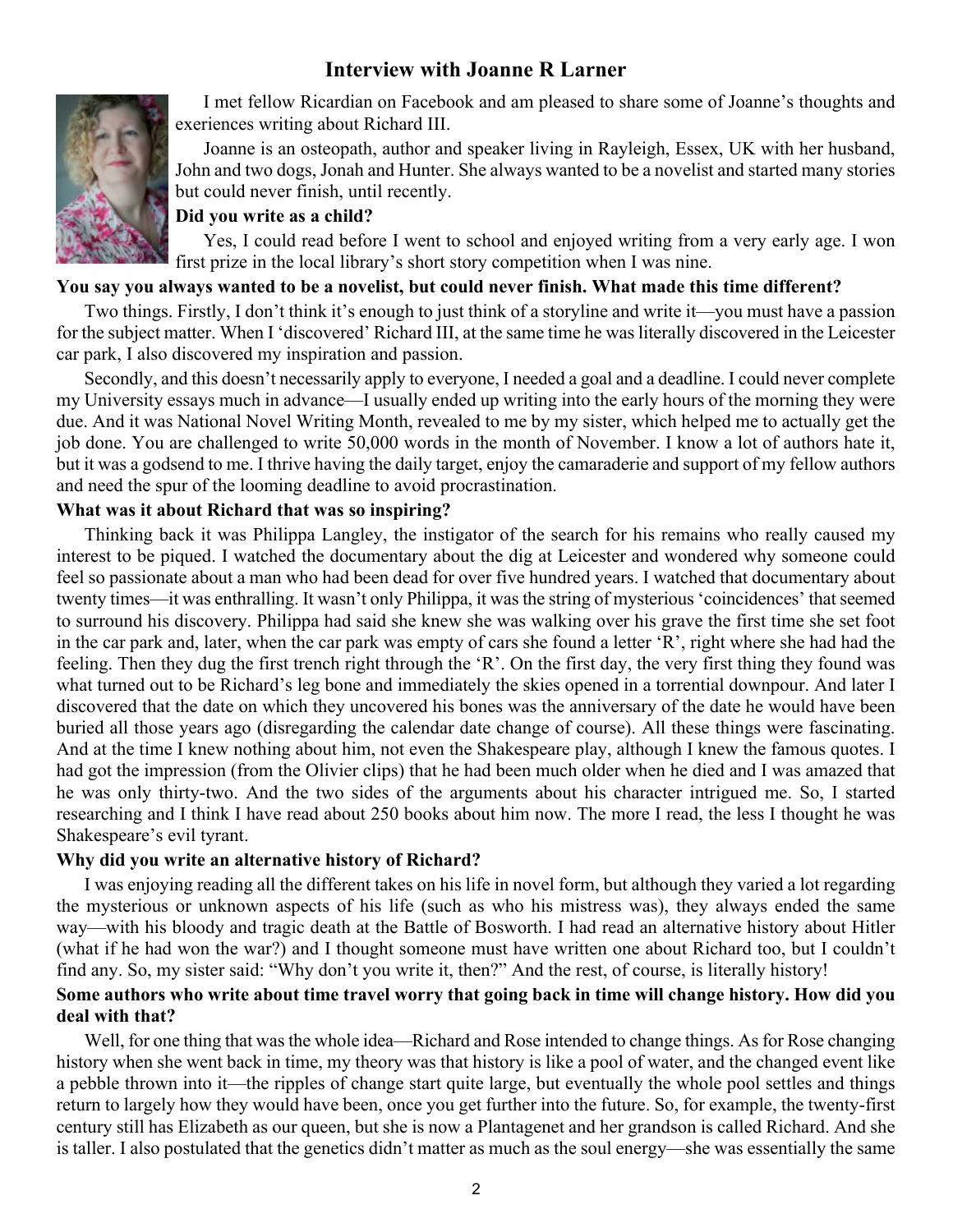## Interview with Joanne R Larner

I met fellow Ricardian on Facebook and am pleased to share some of Joanne's thoughts and exeriences writing about Richard III.

Joanne is an osteopath, author and speaker living in Rayleigh, Essex, UK with her husband, John and two dogs, Jonah and Hunter. She always wanted to be a novelist and started many stories but could never finish, until recently.

**Did you write as a child?**

Yes, I could read before I went to school and enjoyed writing from a very early age. I won first prize in the local library's short story competition when I was nine.

**You say you always wanted to be a novelist, but could never finish. What made this time different?**

Two things. Firstly, I don't think it's enough to just think of a storyline and write it—you must have a passion for the subject matter. When I 'discovered' Richard III, at the same time he was literally discovered in the Leicester car park, I also discovered my inspiration and passion.

Secondly, and this doesn't necessarily apply to everyone, I needed a goal and a deadline. I could never complete my University essays much in advance—I usually ended up writing into the early hours of the morning they were due. And it was National Novel Writing Month, revealed to me by my sister, which helped me to actually get the job done. You are challenged to write 50,000 words in the month of November. I know a lot of authors hate it, but it was a godsend to me. I thrive having the daily target, enjoy the camaraderie and support of my fellow authors and need the spur of the looming deadline to avoid procrastination.

**What was it about Richard that was so inspiring?**

Thinking back it was Philippa Langley, the instigator of the search for his remains who really caused my interest to be piqued. I watched the documentary about the dig at Leicester and wondered why someone could feel so passionate about a man who had been dead for over five hundred years. I watched that documentary about twenty times—it was enthralling. It wasn't only Philippa, it was the string of mysterious 'coincidences' that seemed to surround his discovery. Philippa had said she knew she was walking over his grave the first time she set foot in the car park and, later, when the car park was empty of cars she found a letter 'R', right where she had had the feeling. Then they dug the first trench right through the 'R'. On the first day, the very first thing they found was what turned out to be Richard's leg bone and immediately the skies opened in a torrential downpour. And later I discovered that the date on which they uncovered his bones was the anniversary of the date he would have been buried all those years ago (disregarding the calendar date change of course). All these things were fascinating. And at the time I knew nothing about him, not even the Shakespeare play, although I knew the famous quotes. I had got the impression (from the Olivier clips) that he had been much older when he died and I was amazed that he was only thirty-two. And the two sides of the arguments about his character intrigued me. So, I started researching and I think I have read about 250 books about him now. The more I read, the less I thought he was Shakespeare's evil tyrant.

**Why did you write an alternative history of Richard?**

I was enjoying reading all the different takes on his life in novel form, but although they varied a lot regarding the mysterious or unknown aspects of his life (such as who his mistress was), they always ended the same way—with his bloody and tragic death at the Battle of Bosworth. I had read an alternative history about Hitler (what if he had won the war?) and I thought someone must have written one about Richard too, but I couldn't find any. So, my sister said: "Why don't you write it, then?" And the rest, of course, is literally history!

**Some authors who write about time travel worry that going back in time will change history. How did you deal with that?**

Well, for one thing that was the whole idea—Richard and Rose intended to change things. As for Rose changing history when she went back in time, my theory was that history is like a pool of water, and the changed event like a pebble thrown into it—the ripples of change start quite large, but eventually the whole pool settles and things return to largely how they would have been, once you get further into the future. So, for example, the twenty-first century still has Elizabeth as our queen, but she is now a Plantagenet and her grandson is called Richard. And she is taller. I also postulated that the genetics didn't matter as much as the soul energy—she was essentially the same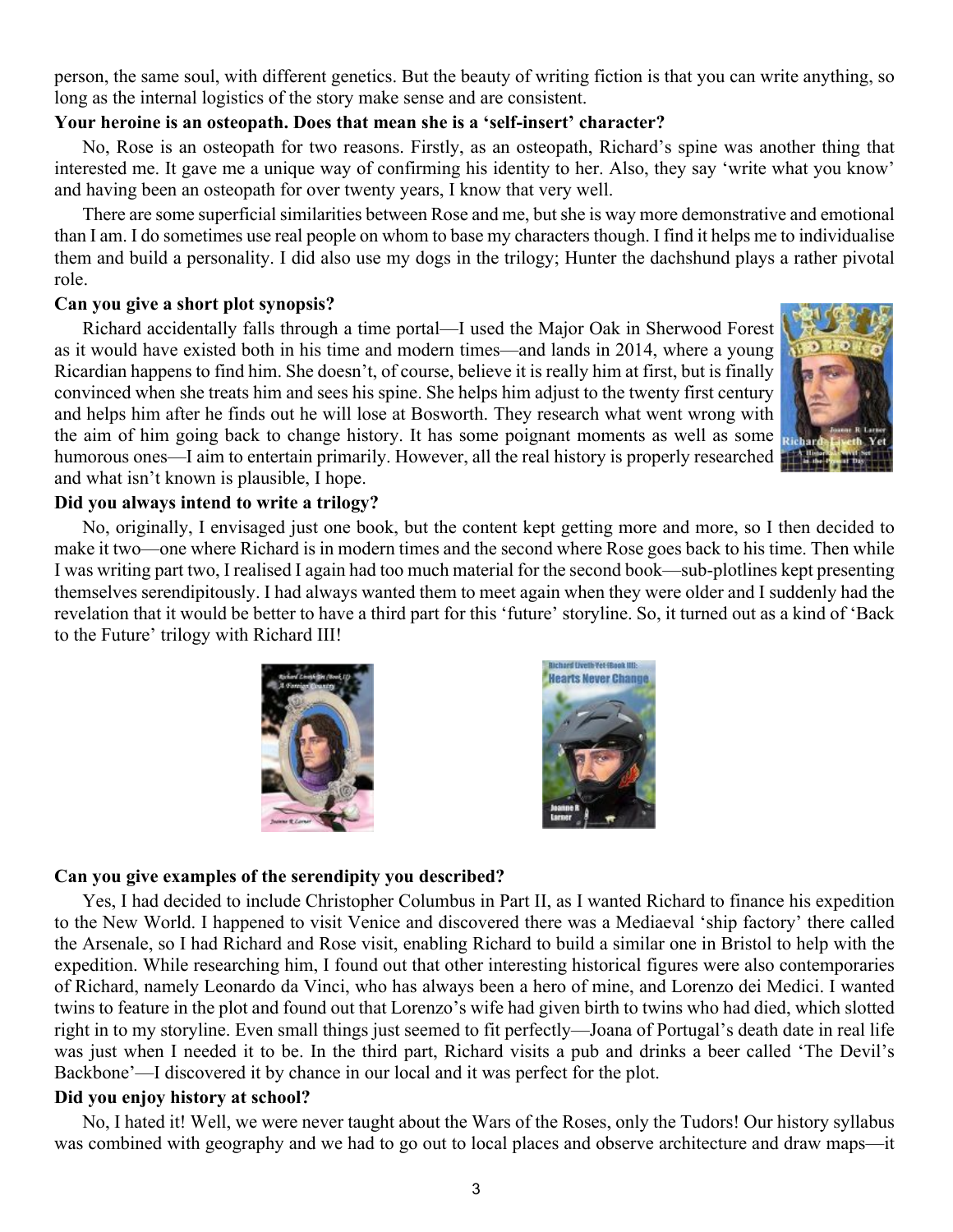person, the same soul, with different genetics. But the beauty of writing fiction is that you can write anything, so long as the internal logistics of the story make sense and are consistent.

**Your heroine is an osteopath. Does that mean she is a 'self-insert' character?**

No, Rose is an osteopath for two reasons. Firstly, as an osteopath, Richard's spine was another thing that interested me. It gave me a unique way of confirming his identity to her. Also, they say 'write what you know' and having been an osteopath for over twenty years, I know that very well.

There are some superficial similarities between Rose and me, but she is way more demonstrative and emotional than I am. I do sometimes use real people on whom to base my characters though. I find it helps me to individualise them and build a personality. I did also use my dogs in the trilogy; Hunter the dachshund plays a rather pivotal role.

**Can you give a short plot synopsis?**

Richard accidentally falls through a time portal—I used the Major Oak in Sherwood Forest as it would have existed both in his time and modern times—and lands in 2014, where a young Ricardian happens to find him. She doesn't, of course, believe it is really him at first, but is finally convinced when she treats him and sees his spine. She helps him adjust to the twenty first century and helps him after he finds out he will lose at Bosworth. They research what went wrong with the aim of him going back to change history. It has some poignant moments as well as some humorous ones—I aim to entertain primarily. However, all the real history is properly researched and what isn't known is plausible, I hope.

**Did you always intend to write a trilogy?**

No, originally, I envisaged just one book, but the content kept getting more and more, so I then decided to make it two—one where Richard is in modern times and the second where Rose goes back to his time. Then while I was writing part two, I realised I again had too much material for the second book—sub-plotlines kept presenting themselves serendipitously. I had always wanted them to meet again when they were older and I suddenly had the revelation that it would be better to have a third part for this 'future' storyline. So, it turned out as a kind of 'Back to the Future' trilogy with Richard III!

**Can you give examples of the serendipity you described?**

Yes, I had decided to include Christopher Columbus in Part II, as I wanted Richard to finance his expedition to the New World. I happened to visit Venice and discovered there was a Mediaeval 'ship factory' there called the Arsenale, so I had Richard and Rose visit, enabling Richard to build a similar one in Bristol to help with the expedition. While researching him, I found out that other interesting historical figures were also contemporaries of Richard, namely Leonardo da Vinci, who has always been a hero of mine, and Lorenzo dei Medici. I wanted twins to feature in the plot and found out that Lorenzo's wife had given birth to twins who had died, which slotted right in to my storyline. Even small things just seemed to fit perfectly—Joana of Portugal's death date in real life was just when I needed it to be. In the third part, Richard visits a pub and drinks a beer called 'The Devil's Backbone'—I discovered it by chance in our local and it was perfect for the plot.

**Did you enjoy history at school?**

No, I hated it! Well, we were never taught about the Wars of the Roses, only the Tudors! Our history syllabus was combined with geography and we had to go out to local places and observe architecture and draw maps—it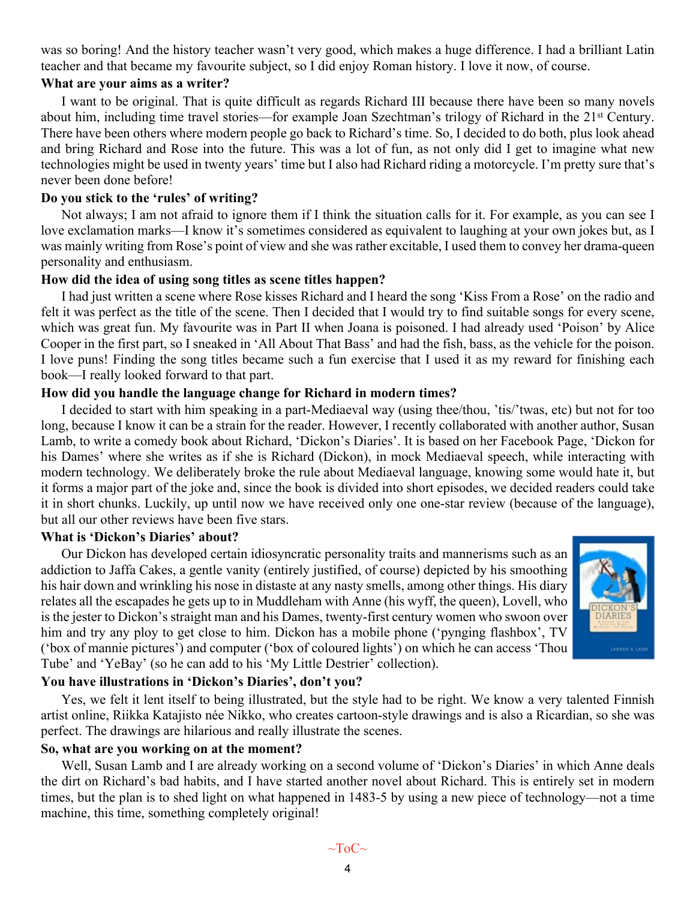was so boring! And the history teacher wasn't very good, which makes a huge difference. I had a brilliant Latin teacher and that became my favourite subject, so I did enjoy Roman history. I love it now, of course.

**What are your aims as a writer?**

I want to be original. That is quite difficult as regards Richard III because there have been so many novels about him, including time travel stories—for example Joan Szechtman's trilogy of Richard in the 21st Century. There have been others where modern people go back to Richard's time. So, I decided to do both, plus look ahead and bring Richard and Rose into the future. This was a lot of fun, as not only did I get to imagine what new technologies might be used in twenty years' time but I also had Richard riding a motorcycle. I'm pretty sure that's never been done before!

**Do you stick to the 'rules' of writing?**

Not always; I am not afraid to ignore them if I think the situation calls for it. For example, as you can see I love exclamation marks—I know it's sometimes considered as equivalent to laughing at your own jokes but, as I was mainly writing from Rose's point of view and she was rather excitable, I used them to convey her drama-queen personality and enthusiasm.

**How did the idea of using song titles as scene titles happen?**

I had just written a scene where Rose kisses Richard and I heard the song 'Kiss From a Rose' on the radio and felt it was perfect as the title of the scene. Then I decided that I would try to find suitable songs for every scene, which was great fun. My favourite was in Part II when Joana is poisoned. I had already used 'Poison' by Alice Cooper in the first part, so I sneaked in 'All About That Bass' and had the fish, bass, as the vehicle for the poison. I love puns! Finding the song titles became such a fun exercise that I used it as my reward for finishing each book—I really looked forward to that part.

**How did you handle the language change for Richard in modern times?**

I decided to start with him speaking in a part-Mediaeval way (using thee/thou, 'tis/'twas, etc) but not for too long, because I know it can be a strain for the reader. However, I recently collaborated with another author, Susan Lamb, to write a comedy book about Richard, 'Dickon's Diaries'. It is based on her Facebook Page, 'Dickon for his Dames' where she writes as if she is Richard (Dickon), in mock Mediaeval speech, while interacting with modern technology. We deliberately broke the rule about Mediaeval language, knowing some would hate it, but it forms a major part of the joke and, since the book is divided into short episodes, we decided readers could take it in short chunks. Luckily, up until now we have received only one one-star review (because of the language), but all our other reviews have been five stars.

**What is 'Dickon's Diaries' about?**

Our Dickon has developed certain idiosyncratic personality traits and mannerisms such as an addiction to Jaffa Cakes, a gentle vanity (entirely justified, of course) depicted by his smoothing his hair down and wrinkling his nose in distaste at any nasty smells, among other things. His diary relates all the escapades he gets up to in Muddleham with Anne (his wyff, the queen), Lovell, who is the jester to Dickon's straight man and his Dames, twenty-first century women who swoon over him and try any ploy to get close to him. Dickon has a mobile phone ('pynging flashbox', TV ('box of mannie pictures') and computer ('box of coloured lights') on which he can access 'Thou Tube' and 'YeBay' (so he can add to his 'My Little Destrier' collection).

**You have illustrations in 'Dickon's Diaries', don't you?**

Yes, we felt it lent itself to being illustrated, but the style had to be right. We know a very talented Finnish artist online, Riikka Katajisto née Nikko, who creates cartoon-style drawings and is also a Ricardian, so she was perfect. The drawings are hilarious and really illustrate the scenes.

**So, what are you working on at the moment?**

Well, Susan Lamb and I are already working on a second volume of 'Dickon's Diaries' in which Anne deals the dirt on Richard's bad habits, and I have started another novel about Richard. This is entirely set in modern times, but the plan is to shed light on what happened in 1483-5 by using a new piece of technology—not a time machine, this time, something completely original!

~ToC~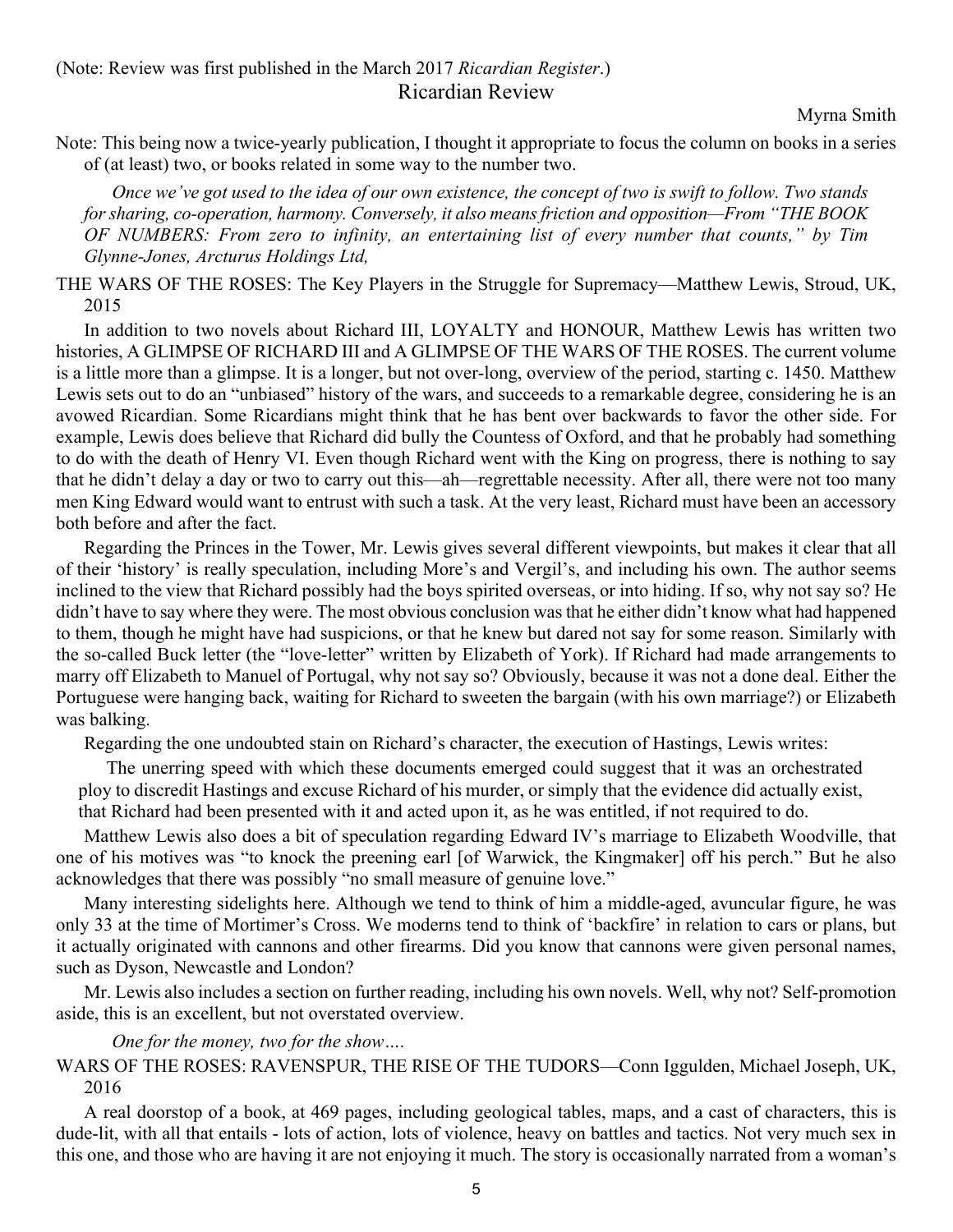(Note: Review was first published in the March 2017 *Ricardian Register*.)

## Ricardian Review

Myrna Smith

Note: This being now a twice-yearly publication, I thought it appropriate to focus the column on books in a series of (at least) two, or books related in some way to the number two.

> *Once we've got used to the idea of our own existence, the concept of two is swift to follow. Two stands for sharing, co-operation, harmony. Conversely, it also means friction and opposition—From "THE BOOK OF NUMBERS: From zero to infinity, an entertaining list of every number that counts," by Tim Glynne-Jones, Arcturus Holdings Ltd,*

THE WARS OF THE ROSES: The Key Players in the Struggle for Supremacy—Matthew Lewis, Stroud, UK, 2015

In addition to two novels about Richard III, LOYALTY and HONOUR, Matthew Lewis has written two histories, A GLIMPSE OF RICHARD III and A GLIMPSE OF THE WARS OF THE ROSES. The current volume is a little more than a glimpse. It is a longer, but not over-long, overview of the period, starting c. 1450. Matthew Lewis sets out to do an "unbiased" history of the wars, and succeeds to a remarkable degree, considering he is an avowed Ricardian. Some Ricardians might think that he has bent over backwards to favor the other side. For example, Lewis does believe that Richard did bully the Countess of Oxford, and that he probably had something to do with the death of Henry VI. Even though Richard went with the King on progress, there is nothing to say that he didn't delay a day or two to carry out this—ah—regrettable necessity. After all, there were not too many men King Edward would want to entrust with such a task. At the very least, Richard must have been an accessory both before and after the fact.

Regarding the Princes in the Tower, Mr. Lewis gives several different viewpoints, but makes it clear that all of their 'history' is really speculation, including More's and Vergil's, and including his own. The author seems inclined to the view that Richard possibly had the boys spirited overseas, or into hiding. If so, why not say so? He didn't have to say where they were. The most obvious conclusion was that he either didn't know what had happened to them, though he might have had suspicions, or that he knew but dared not say for some reason. Similarly with the so-called Buck letter (the "love-letter" written by Elizabeth of York). If Richard had made arrangements to marry off Elizabeth to Manuel of Portugal, why not say so? Obviously, because it was not a done deal. Either the Portuguese were hanging back, waiting for Richard to sweeten the bargain (with his own marriage?) or Elizabeth was balking.

Regarding the one undoubted stain on Richard's character, the execution of Hastings, Lewis writes:

> The unerring speed with which these documents emerged could suggest that it was an orchestrated ploy to discredit Hastings and excuse Richard of his murder, or simply that the evidence did actually exist, that Richard had been presented with it and acted upon it, as he was entitled, if not required to do.

Matthew Lewis also does a bit of speculation regarding Edward IV's marriage to Elizabeth Woodville, that one of his motives was "to knock the preening earl [of Warwick, the Kingmaker] off his perch." But he also acknowledges that there was possibly "no small measure of genuine love."

Many interesting sidelights here. Although we tend to think of him a middle-aged, avuncular figure, he was only 33 at the time of Mortimer's Cross. We moderns tend to think of 'backfire' in relation to cars or plans, but it actually originated with cannons and other firearms. Did you know that cannons were given personal names, such as Dyson, Newcastle and London?

Mr. Lewis also includes a section on further reading, including his own novels. Well, why not? Self-promotion aside, this is an excellent, but not overstated overview.

*One for the money, two for the show….*

WARS OF THE ROSES: RAVENSPUR, THE RISE OF THE TUDORS—Conn Iggulden, Michael Joseph, UK, 2016

A real doorstop of a book, at 469 pages, including geological tables, maps, and a cast of characters, this is dude-lit, with all that entails - lots of action, lots of violence, heavy on battles and tactics. Not very much sex in this one, and those who are having it are not enjoying it much. The story is occasionally narrated from a woman's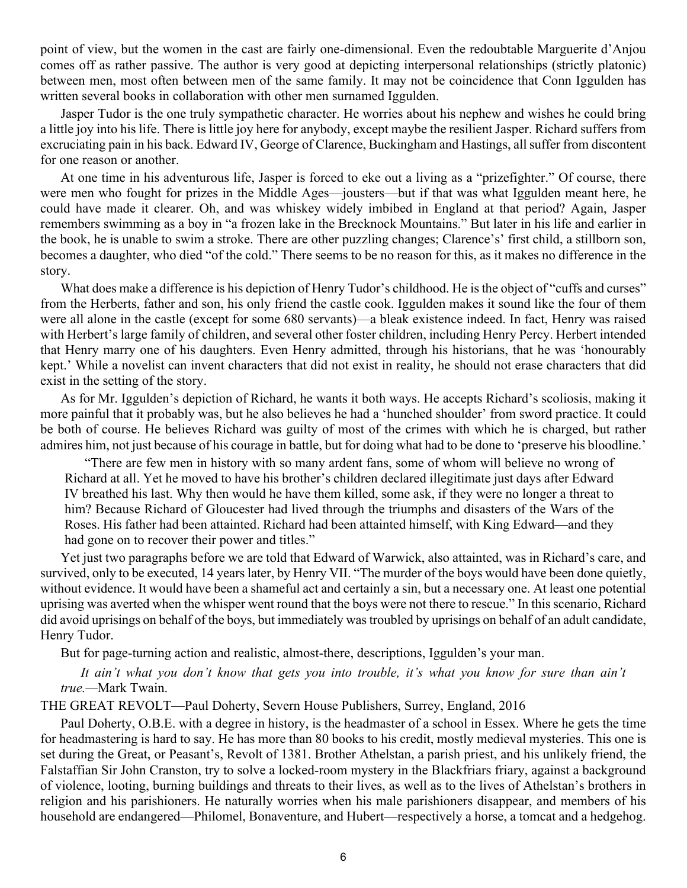point of view, but the women in the cast are fairly one-dimensional. Even the redoubtable Marguerite d'Anjou comes off as rather passive. The author is very good at depicting interpersonal relationships (strictly platonic) between men, most often between men of the same family. It may not be coincidence that Conn Iggulden has written several books in collaboration with other men surnamed Iggulden.

Jasper Tudor is the one truly sympathetic character. He worries about his nephew and wishes he could bring a little joy into his life. There is little joy here for anybody, except maybe the resilient Jasper. Richard suffers from excruciating pain in his back. Edward IV, George of Clarence, Buckingham and Hastings, all suffer from discontent for one reason or another.

At one time in his adventurous life, Jasper is forced to eke out a living as a "prizefighter." Of course, there were men who fought for prizes in the Middle Ages—jousters—but if that was what Iggulden meant here, he could have made it clearer. Oh, and was whiskey widely imbibed in England at that period? Again, Jasper remembers swimming as a boy in "a frozen lake in the Brecknock Mountains." But later in his life and earlier in the book, he is unable to swim a stroke. There are other puzzling changes; Clarence's' first child, a stillborn son, becomes a daughter, who died "of the cold." There seems to be no reason for this, as it makes no difference in the story.

What does make a difference is his depiction of Henry Tudor's childhood. He is the object of "cuffs and curses" from the Herberts, father and son, his only friend the castle cook. Iggulden makes it sound like the four of them were all alone in the castle (except for some 680 servants)—a bleak existence indeed. In fact, Henry was raised with Herbert's large family of children, and several other foster children, including Henry Percy. Herbert intended that Henry marry one of his daughters. Even Henry admitted, through his historians, that he was 'honourably kept.' While a novelist can invent characters that did not exist in reality, he should not erase characters that did exist in the setting of the story.

As for Mr. Iggulden's depiction of Richard, he wants it both ways. He accepts Richard's scoliosis, making it more painful that it probably was, but he also believes he had a 'hunched shoulder' from sword practice. It could be both of course. He believes Richard was guilty of most of the crimes with which he is charged, but rather admires him, not just because of his courage in battle, but for doing what had to be done to 'preserve his bloodline.'

> "There are few men in history with so many ardent fans, some of whom will believe no wrong of Richard at all. Yet he moved to have his brother's children declared illegitimate just days after Edward IV breathed his last. Why then would he have them killed, some ask, if they were no longer a threat to him? Because Richard of Gloucester had lived through the triumphs and disasters of the Wars of the Roses. His father had been attainted. Richard had been attainted himself, with King Edward—and they had gone on to recover their power and titles."

Yet just two paragraphs before we are told that Edward of Warwick, also attainted, was in Richard's care, and survived, only to be executed, 14 years later, by Henry VII. "The murder of the boys would have been done quietly, without evidence. It would have been a shameful act and certainly a sin, but a necessary one. At least one potential uprising was averted when the whisper went round that the boys were not there to rescue." In this scenario, Richard did avoid uprisings on behalf of the boys, but immediately was troubled by uprisings on behalf of an adult candidate, Henry Tudor.

But for page-turning action and realistic, almost-there, descriptions, Iggulden's your man.

> *It ain't what you don't know that gets you into trouble, it's what you know for sure than ain't true.*—Mark Twain.

THE GREAT REVOLT—Paul Doherty, Severn House Publishers, Surrey, England, 2016

Paul Doherty, O.B.E. with a degree in history, is the headmaster of a school in Essex. Where he gets the time for headmastering is hard to say. He has more than 80 books to his credit, mostly medieval mysteries. This one is set during the Great, or Peasant's, Revolt of 1381. Brother Athelstan, a parish priest, and his unlikely friend, the Falstaffian Sir John Cranston, try to solve a locked-room mystery in the Blackfriars friary, against a background of violence, looting, burning buildings and threats to their lives, as well as to the lives of Athelstan's brothers in religion and his parishioners. He naturally worries when his male parishioners disappear, and members of his household are endangered—Philomel, Bonaventure, and Hubert—respectively a horse, a tomcat and a hedgehog.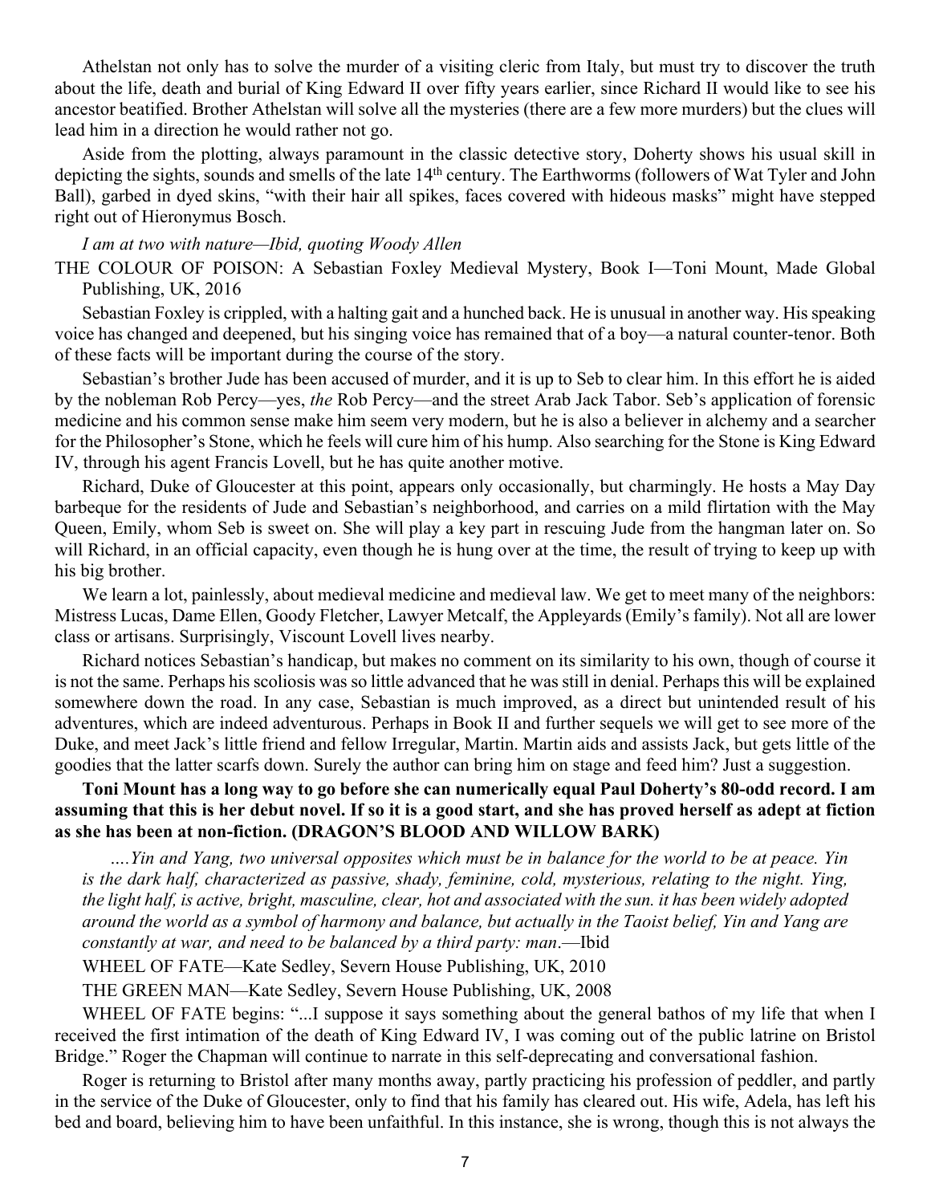Athelstan not only has to solve the murder of a visiting cleric from Italy, but must try to discover the truth about the life, death and burial of King Edward II over fifty years earlier, since Richard II would like to see his ancestor beatified. Brother Athelstan will solve all the mysteries (there are a few more murders) but the clues will lead him in a direction he would rather not go.

Aside from the plotting, always paramount in the classic detective story, Doherty shows his usual skill in depicting the sights, sounds and smells of the late 14th century. The Earthworms (followers of Wat Tyler and John Ball), garbed in dyed skins, "with their hair all spikes, faces covered with hideous masks" might have stepped right out of Hieronymus Bosch.

*I am at two with nature—Ibid, quoting Woody Allen*

THE COLOUR OF POISON: A Sebastian Foxley Medieval Mystery, Book I—Toni Mount, Made Global Publishing, UK, 2016

Sebastian Foxley is crippled, with a halting gait and a hunched back. He is unusual in another way. His speaking voice has changed and deepened, but his singing voice has remained that of a boy—a natural counter-tenor. Both of these facts will be important during the course of the story.

Sebastian's brother Jude has been accused of murder, and it is up to Seb to clear him. In this effort he is aided by the nobleman Rob Percy—yes, *the* Rob Percy—and the street Arab Jack Tabor. Seb's application of forensic medicine and his common sense make him seem very modern, but he is also a believer in alchemy and a searcher for the Philosopher's Stone, which he feels will cure him of his hump. Also searching for the Stone is King Edward IV, through his agent Francis Lovell, but he has quite another motive.

Richard, Duke of Gloucester at this point, appears only occasionally, but charmingly. He hosts a May Day barbeque for the residents of Jude and Sebastian's neighborhood, and carries on a mild flirtation with the May Queen, Emily, whom Seb is sweet on. She will play a key part in rescuing Jude from the hangman later on. So will Richard, in an official capacity, even though he is hung over at the time, the result of trying to keep up with his big brother.

We learn a lot, painlessly, about medieval medicine and medieval law. We get to meet many of the neighbors: Mistress Lucas, Dame Ellen, Goody Fletcher, Lawyer Metcalf, the Appleyards (Emily's family). Not all are lower class or artisans. Surprisingly, Viscount Lovell lives nearby.

Richard notices Sebastian's handicap, but makes no comment on its similarity to his own, though of course it is not the same. Perhaps his scoliosis was so little advanced that he was still in denial. Perhaps this will be explained somewhere down the road. In any case, Sebastian is much improved, as a direct but unintended result of his adventures, which are indeed adventurous. Perhaps in Book II and further sequels we will get to see more of the Duke, and meet Jack's little friend and fellow Irregular, Martin. Martin aids and assists Jack, but gets little of the goodies that the latter scarfs down. Surely the author can bring him on stage and feed him? Just a suggestion.

**Toni Mount has a long way to go before she can numerically equal Paul Doherty's 80-odd record. I am assuming that this is her debut novel. If so it is a good start, and she has proved herself as adept at fiction as she has been at non-fiction. (DRAGON'S BLOOD AND WILLOW BARK)**

*….Yin and Yang, two universal opposites which must be in balance for the world to be at peace. Yin is the dark half, characterized as passive, shady, feminine, cold, mysterious, relating to the night. Ying, the light half, is active, bright, masculine, clear, hot and associated with the sun. it has been widely adopted around the world as a symbol of harmony and balance, but actually in the Taoist belief, Yin and Yang are constantly at war, and need to be balanced by a third party: man*.—Ibid

WHEEL OF FATE—Kate Sedley, Severn House Publishing, UK, 2010

THE GREEN MAN—Kate Sedley, Severn House Publishing, UK, 2008

WHEEL OF FATE begins: "...I suppose it says something about the general bathos of my life that when I received the first intimation of the death of King Edward IV, I was coming out of the public latrine on Bristol Bridge." Roger the Chapman will continue to narrate in this self-deprecating and conversational fashion.

Roger is returning to Bristol after many months away, partly practicing his profession of peddler, and partly in the service of the Duke of Gloucester, only to find that his family has cleared out. His wife, Adela, has left his bed and board, believing him to have been unfaithful. In this instance, she is wrong, though this is not always the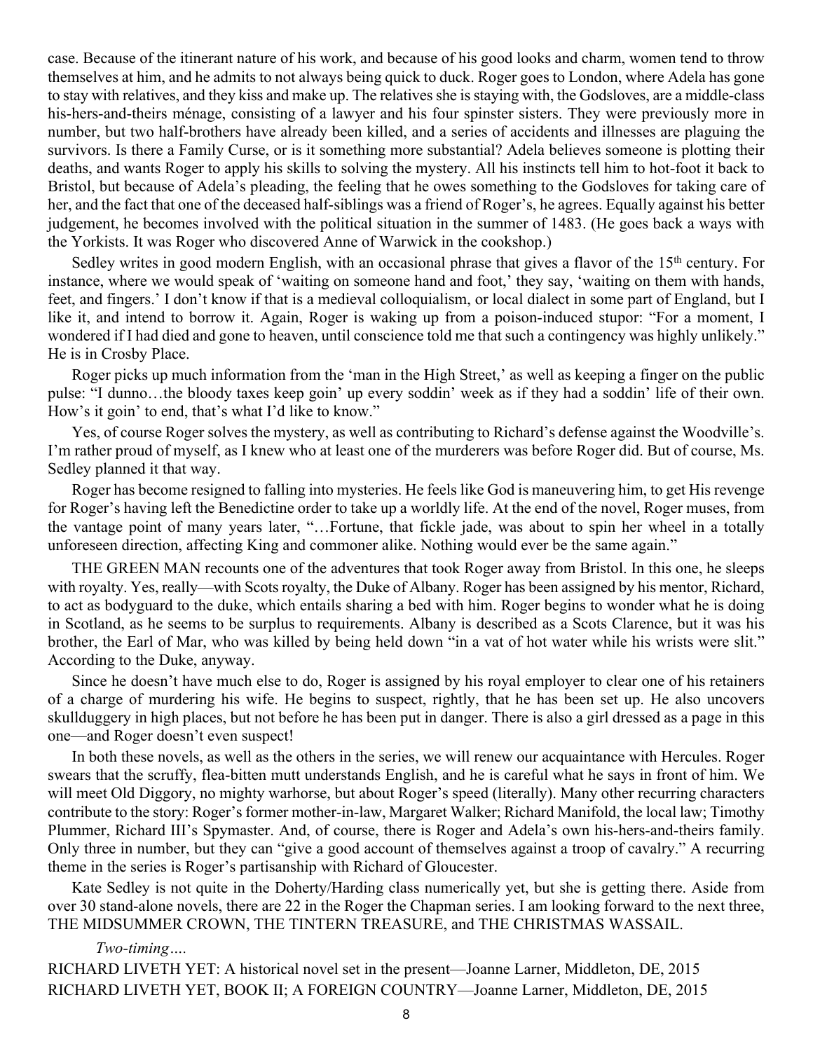case. Because of the itinerant nature of his work, and because of his good looks and charm, women tend to throw themselves at him, and he admits to not always being quick to duck. Roger goes to London, where Adela has gone to stay with relatives, and they kiss and make up. The relatives she is staying with, the Godsloves, are a middle-class his-hers-and-theirs ménage, consisting of a lawyer and his four spinster sisters. They were previously more in number, but two half-brothers have already been killed, and a series of accidents and illnesses are plaguing the survivors. Is there a Family Curse, or is it something more substantial? Adela believes someone is plotting their deaths, and wants Roger to apply his skills to solving the mystery. All his instincts tell him to hot-foot it back to Bristol, but because of Adela's pleading, the feeling that he owes something to the Godsloves for taking care of her, and the fact that one of the deceased half-siblings was a friend of Roger's, he agrees. Equally against his better judgement, he becomes involved with the political situation in the summer of 1483. (He goes back a ways with the Yorkists. It was Roger who discovered Anne of Warwick in the cookshop.)

Sedley writes in good modern English, with an occasional phrase that gives a flavor of the 15th century. For instance, where we would speak of 'waiting on someone hand and foot,' they say, 'waiting on them with hands, feet, and fingers.' I don't know if that is a medieval colloquialism, or local dialect in some part of England, but I like it, and intend to borrow it. Again, Roger is waking up from a poison-induced stupor: "For a moment, I wondered if I had died and gone to heaven, until conscience told me that such a contingency was highly unlikely." He is in Crosby Place.

Roger picks up much information from the 'man in the High Street,' as well as keeping a finger on the public pulse: "I dunno…the bloody taxes keep goin' up every soddin' week as if they had a soddin' life of their own. How's it goin' to end, that's what I'd like to know."

Yes, of course Roger solves the mystery, as well as contributing to Richard's defense against the Woodville's. I'm rather proud of myself, as I knew who at least one of the murderers was before Roger did. But of course, Ms. Sedley planned it that way.

Roger has become resigned to falling into mysteries. He feels like God is maneuvering him, to get His revenge for Roger's having left the Benedictine order to take up a worldly life. At the end of the novel, Roger muses, from the vantage point of many years later, "…Fortune, that fickle jade, was about to spin her wheel in a totally unforeseen direction, affecting King and commoner alike. Nothing would ever be the same again."

THE GREEN MAN recounts one of the adventures that took Roger away from Bristol. In this one, he sleeps with royalty. Yes, really—with Scots royalty, the Duke of Albany. Roger has been assigned by his mentor, Richard, to act as bodyguard to the duke, which entails sharing a bed with him. Roger begins to wonder what he is doing in Scotland, as he seems to be surplus to requirements. Albany is described as a Scots Clarence, but it was his brother, the Earl of Mar, who was killed by being held down "in a vat of hot water while his wrists were slit." According to the Duke, anyway.

Since he doesn't have much else to do, Roger is assigned by his royal employer to clear one of his retainers of a charge of murdering his wife. He begins to suspect, rightly, that he has been set up. He also uncovers skullduggery in high places, but not before he has been put in danger. There is also a girl dressed as a page in this one—and Roger doesn't even suspect!

In both these novels, as well as the others in the series, we will renew our acquaintance with Hercules. Roger swears that the scruffy, flea-bitten mutt understands English, and he is careful what he says in front of him. We will meet Old Diggory, no mighty warhorse, but about Roger's speed (literally). Many other recurring characters contribute to the story: Roger's former mother-in-law, Margaret Walker; Richard Manifold, the local law; Timothy Plummer, Richard III's Spymaster. And, of course, there is Roger and Adela's own his-hers-and-theirs family. Only three in number, but they can "give a good account of themselves against a troop of cavalry." A recurring theme in the series is Roger's partisanship with Richard of Gloucester.

Kate Sedley is not quite in the Doherty/Harding class numerically yet, but she is getting there. Aside from over 30 stand-alone novels, there are 22 in the Roger the Chapman series. I am looking forward to the next three, THE MIDSUMMER CROWN, THE TINTERN TREASURE, and THE CHRISTMAS WASSAIL.

*Two-timing….*

RICHARD LIVETH YET: A historical novel set in the present—Joanne Larner, Middleton, DE, 2015
RICHARD LIVETH YET, BOOK II; A FOREIGN COUNTRY—Joanne Larner, Middleton, DE, 2015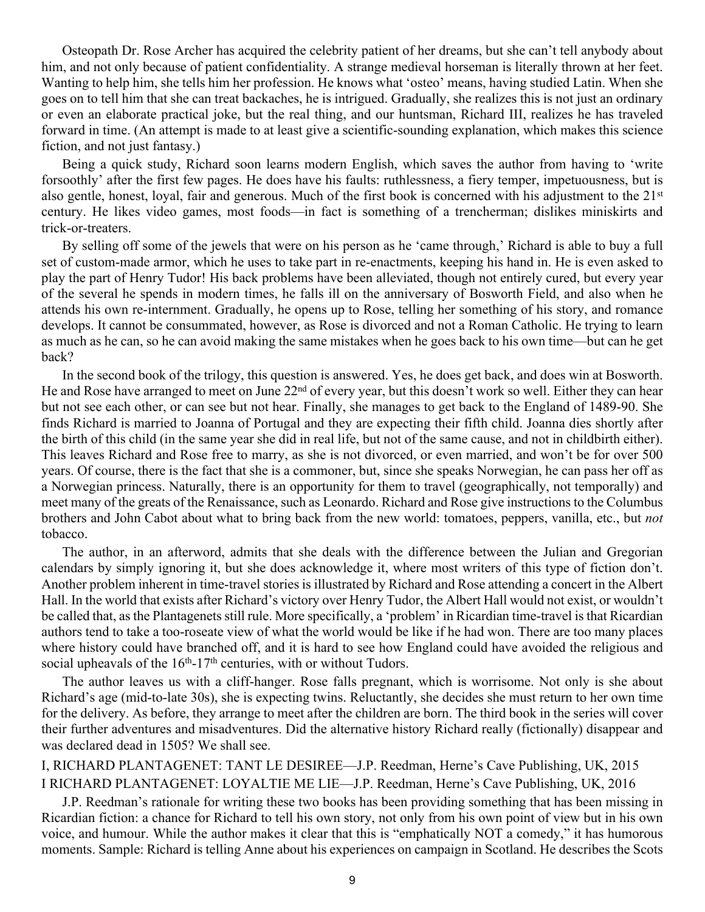Osteopath Dr. Rose Archer has acquired the celebrity patient of her dreams, but she can't tell anybody about him, and not only because of patient confidentiality. A strange medieval horseman is literally thrown at her feet. Wanting to help him, she tells him her profession. He knows what 'osteo' means, having studied Latin. When she goes on to tell him that she can treat backaches, he is intrigued. Gradually, she realizes this is not just an ordinary or even an elaborate practical joke, but the real thing, and our huntsman, Richard III, realizes he has traveled forward in time. (An attempt is made to at least give a scientific-sounding explanation, which makes this science fiction, and not just fantasy.)

Being a quick study, Richard soon learns modern English, which saves the author from having to 'write forsoothly' after the first few pages. He does have his faults: ruthlessness, a fiery temper, impetuousness, but is also gentle, honest, loyal, fair and generous. Much of the first book is concerned with his adjustment to the 21st century. He likes video games, most foods—in fact is something of a trencherman; dislikes miniskirts and trick-or-treaters.

By selling off some of the jewels that were on his person as he 'came through,' Richard is able to buy a full set of custom-made armor, which he uses to take part in re-enactments, keeping his hand in. He is even asked to play the part of Henry Tudor! His back problems have been alleviated, though not entirely cured, but every year of the several he spends in modern times, he falls ill on the anniversary of Bosworth Field, and also when he attends his own re-internment. Gradually, he opens up to Rose, telling her something of his story, and romance develops. It cannot be consummated, however, as Rose is divorced and not a Roman Catholic. He trying to learn as much as he can, so he can avoid making the same mistakes when he goes back to his own time—but can he get back?

In the second book of the trilogy, this question is answered. Yes, he does get back, and does win at Bosworth. He and Rose have arranged to meet on June 22nd of every year, but this doesn't work so well. Either they can hear but not see each other, or can see but not hear. Finally, she manages to get back to the England of 1489-90. She finds Richard is married to Joanna of Portugal and they are expecting their fifth child. Joanna dies shortly after the birth of this child (in the same year she did in real life, but not of the same cause, and not in childbirth either). This leaves Richard and Rose free to marry, as she is not divorced, or even married, and won't be for over 500 years. Of course, there is the fact that she is a commoner, but, since she speaks Norwegian, he can pass her off as a Norwegian princess. Naturally, there is an opportunity for them to travel (geographically, not temporally) and meet many of the greats of the Renaissance, such as Leonardo. Richard and Rose give instructions to the Columbus brothers and John Cabot about what to bring back from the new world: tomatoes, peppers, vanilla, etc., but *not* tobacco.

The author, in an afterword, admits that she deals with the difference between the Julian and Gregorian calendars by simply ignoring it, but she does acknowledge it, where most writers of this type of fiction don't. Another problem inherent in time-travel stories is illustrated by Richard and Rose attending a concert in the Albert Hall. In the world that exists after Richard's victory over Henry Tudor, the Albert Hall would not exist, or wouldn't be called that, as the Plantagenets still rule. More specifically, a 'problem' in Ricardian time-travel is that Ricardian authors tend to take a too-roseate view of what the world would be like if he had won. There are too many places where history could have branched off, and it is hard to see how England could have avoided the religious and social upheavals of the 16th-17th centuries, with or without Tudors.

The author leaves us with a cliff-hanger. Rose falls pregnant, which is worrisome. Not only is she about Richard's age (mid-to-late 30s), she is expecting twins. Reluctantly, she decides she must return to her own time for the delivery. As before, they arrange to meet after the children are born. The third book in the series will cover their further adventures and misadventures. Did the alternative history Richard really (fictionally) disappear and was declared dead in 1505? We shall see.

I, RICHARD PLANTAGENET: TANT LE DESIREE—J.P. Reedman, Herne's Cave Publishing, UK, 2015
I RICHARD PLANTAGENET: LOYALTIE ME LIE—J.P. Reedman, Herne's Cave Publishing, UK, 2016

J.P. Reedman's rationale for writing these two books has been providing something that has been missing in Ricardian fiction: a chance for Richard to tell his own story, not only from his own point of view but in his own voice, and humour. While the author makes it clear that this is "emphatically NOT a comedy," it has humorous moments. Sample: Richard is telling Anne about his experiences on campaign in Scotland. He describes the Scots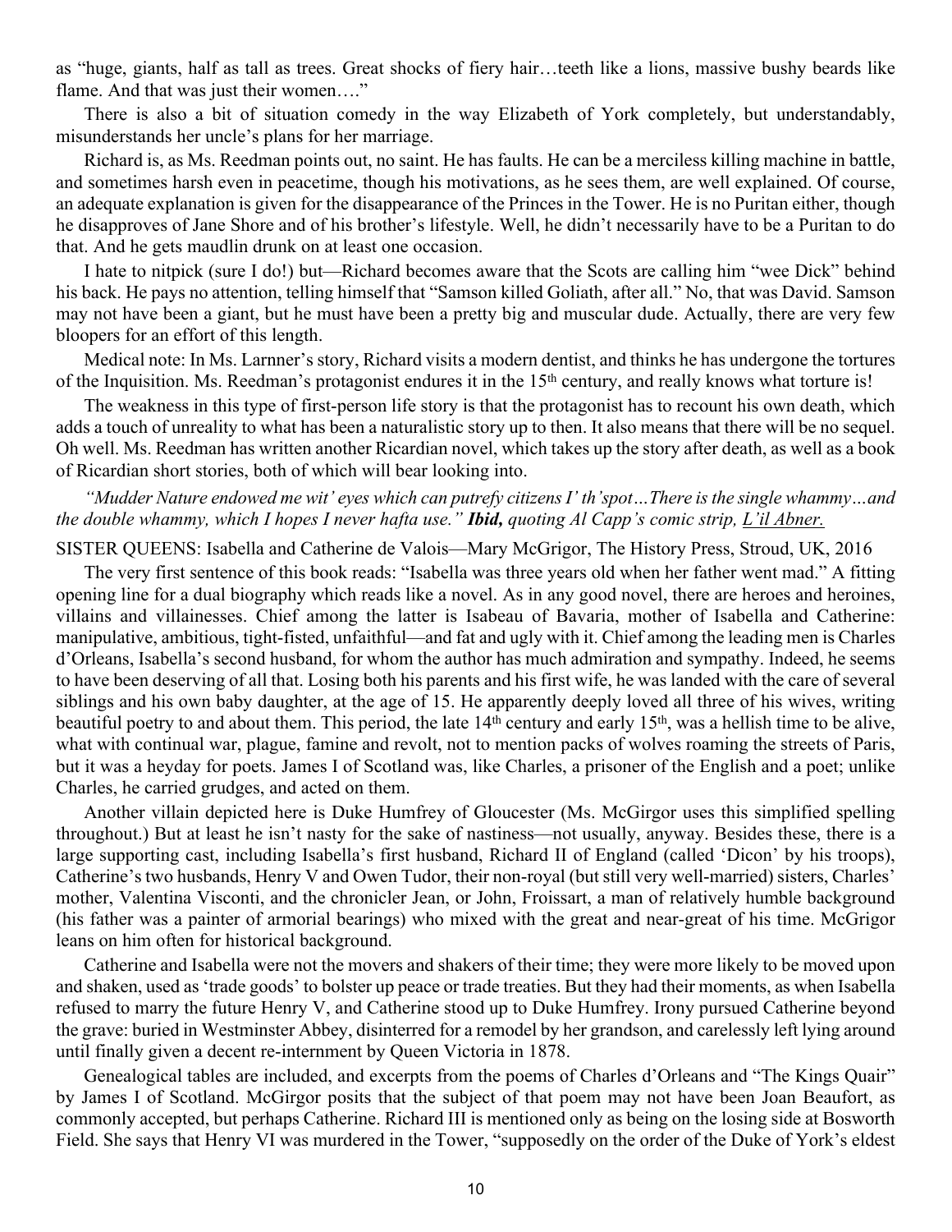as "huge, giants, half as tall as trees. Great shocks of fiery hair…teeth like a lions, massive bushy beards like flame. And that was just their women…."

There is also a bit of situation comedy in the way Elizabeth of York completely, but understandably, misunderstands her uncle's plans for her marriage.

Richard is, as Ms. Reedman points out, no saint. He has faults. He can be a merciless killing machine in battle, and sometimes harsh even in peacetime, though his motivations, as he sees them, are well explained. Of course, an adequate explanation is given for the disappearance of the Princes in the Tower. He is no Puritan either, though he disapproves of Jane Shore and of his brother's lifestyle. Well, he didn't necessarily have to be a Puritan to do that. And he gets maudlin drunk on at least one occasion.

I hate to nitpick (sure I do!) but—Richard becomes aware that the Scots are calling him "wee Dick" behind his back. He pays no attention, telling himself that "Samson killed Goliath, after all." No, that was David. Samson may not have been a giant, but he must have been a pretty big and muscular dude. Actually, there are very few bloopers for an effort of this length.

Medical note: In Ms. Larnner's story, Richard visits a modern dentist, and thinks he has undergone the tortures of the Inquisition. Ms. Reedman's protagonist endures it in the 15th century, and really knows what torture is!

The weakness in this type of first-person life story is that the protagonist has to recount his own death, which adds a touch of unreality to what has been a naturalistic story up to then. It also means that there will be no sequel. Oh well. Ms. Reedman has written another Ricardian novel, which takes up the story after death, as well as a book of Ricardian short stories, both of which will bear looking into.

*"Mudder Nature endowed me wit' eyes which can putrefy citizens I' th'spot…There is the single whammy…and the double whammy, which I hopes I never hafta use." **Ibid,** quoting Al Capp's comic strip, L'il Abner.*

SISTER QUEENS: Isabella and Catherine de Valois—Mary McGrigor, The History Press, Stroud, UK, 2016

The very first sentence of this book reads: "Isabella was three years old when her father went mad." A fitting opening line for a dual biography which reads like a novel. As in any good novel, there are heroes and heroines, villains and villainesses. Chief among the latter is Isabeau of Bavaria, mother of Isabella and Catherine: manipulative, ambitious, tight-fisted, unfaithful—and fat and ugly with it. Chief among the leading men is Charles d'Orleans, Isabella's second husband, for whom the author has much admiration and sympathy. Indeed, he seems to have been deserving of all that. Losing both his parents and his first wife, he was landed with the care of several siblings and his own baby daughter, at the age of 15. He apparently deeply loved all three of his wives, writing beautiful poetry to and about them. This period, the late 14th century and early 15th, was a hellish time to be alive, what with continual war, plague, famine and revolt, not to mention packs of wolves roaming the streets of Paris, but it was a heyday for poets. James I of Scotland was, like Charles, a prisoner of the English and a poet; unlike Charles, he carried grudges, and acted on them.

Another villain depicted here is Duke Humfrey of Gloucester (Ms. McGirgor uses this simplified spelling throughout.) But at least he isn't nasty for the sake of nastiness—not usually, anyway. Besides these, there is a large supporting cast, including Isabella's first husband, Richard II of England (called 'Dicon' by his troops), Catherine's two husbands, Henry V and Owen Tudor, their non-royal (but still very well-married) sisters, Charles' mother, Valentina Visconti, and the chronicler Jean, or John, Froissart, a man of relatively humble background (his father was a painter of armorial bearings) who mixed with the great and near-great of his time. McGrigor leans on him often for historical background.

Catherine and Isabella were not the movers and shakers of their time; they were more likely to be moved upon and shaken, used as 'trade goods' to bolster up peace or trade treaties. But they had their moments, as when Isabella refused to marry the future Henry V, and Catherine stood up to Duke Humfrey. Irony pursued Catherine beyond the grave: buried in Westminster Abbey, disinterred for a remodel by her grandson, and carelessly left lying around until finally given a decent re-internment by Queen Victoria in 1878.

Genealogical tables are included, and excerpts from the poems of Charles d'Orleans and "The Kings Quair" by James I of Scotland. McGirgor posits that the subject of that poem may not have been Joan Beaufort, as commonly accepted, but perhaps Catherine. Richard III is mentioned only as being on the losing side at Bosworth Field. She says that Henry VI was murdered in the Tower, "supposedly on the order of the Duke of York's eldest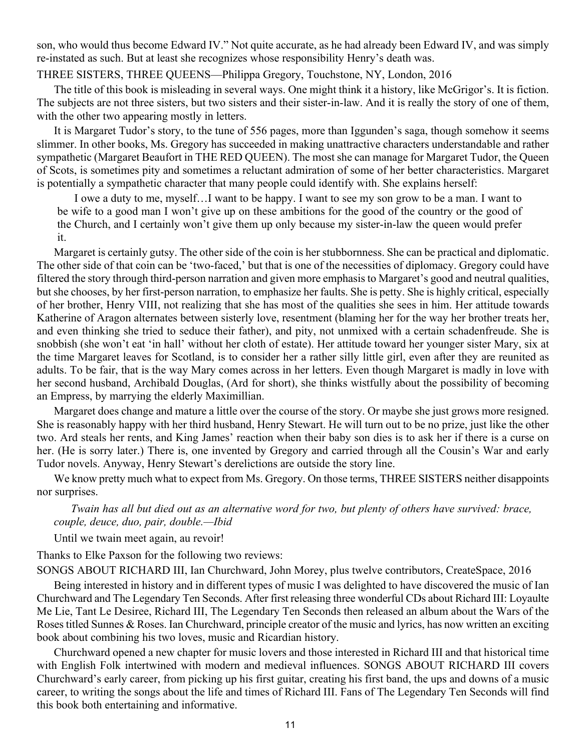son, who would thus become Edward IV." Not quite accurate, as he had already been Edward IV, and was simply re-instated as such. But at least she recognizes whose responsibility Henry's death was.

THREE SISTERS, THREE QUEENS—Philippa Gregory, Touchstone, NY, London, 2016

The title of this book is misleading in several ways. One might think it a history, like McGrigor's. It is fiction. The subjects are not three sisters, but two sisters and their sister-in-law. And it is really the story of one of them, with the other two appearing mostly in letters.

It is Margaret Tudor's story, to the tune of 556 pages, more than Iggunden's saga, though somehow it seems slimmer. In other books, Ms. Gregory has succeeded in making unattractive characters understandable and rather sympathetic (Margaret Beaufort in THE RED QUEEN). The most she can manage for Margaret Tudor, the Queen of Scots, is sometimes pity and sometimes a reluctant admiration of some of her better characteristics. Margaret is potentially a sympathetic character that many people could identify with. She explains herself:

> I owe a duty to me, myself…I want to be happy. I want to see my son grow to be a man. I want to be wife to a good man I won't give up on these ambitions for the good of the country or the good of the Church, and I certainly won't give them up only because my sister-in-law the queen would prefer it.

Margaret is certainly gutsy. The other side of the coin is her stubbornness. She can be practical and diplomatic. The other side of that coin can be 'two-faced,' but that is one of the necessities of diplomacy. Gregory could have filtered the story through third-person narration and given more emphasis to Margaret's good and neutral qualities, but she chooses, by her first-person narration, to emphasize her faults. She is petty. She is highly critical, especially of her brother, Henry VIII, not realizing that she has most of the qualities she sees in him. Her attitude towards Katherine of Aragon alternates between sisterly love, resentment (blaming her for the way her brother treats her, and even thinking she tried to seduce their father), and pity, not unmixed with a certain schadenfreude. She is snobbish (she won't eat 'in hall' without her cloth of estate). Her attitude toward her younger sister Mary, six at the time Margaret leaves for Scotland, is to consider her a rather silly little girl, even after they are reunited as adults. To be fair, that is the way Mary comes across in her letters. Even though Margaret is madly in love with her second husband, Archibald Douglas, (Ard for short), she thinks wistfully about the possibility of becoming an Empress, by marrying the elderly Maximillian.

Margaret does change and mature a little over the course of the story. Or maybe she just grows more resigned. She is reasonably happy with her third husband, Henry Stewart. He will turn out to be no prize, just like the other two. Ard steals her rents, and King James' reaction when their baby son dies is to ask her if there is a curse on her. (He is sorry later.) There is, one invented by Gregory and carried through all the Cousin's War and early Tudor novels. Anyway, Henry Stewart's derelictions are outside the story line.

We know pretty much what to expect from Ms. Gregory. On those terms, THREE SISTERS neither disappoints nor surprises.

> *Twain has all but died out as an alternative word for two, but plenty of others have survived: brace, couple, deuce, duo, pair, double.—Ibid*

Until we twain meet again, au revoir!

Thanks to Elke Paxson for the following two reviews:

SONGS ABOUT RICHARD III, Ian Churchward, John Morey, plus twelve contributors, CreateSpace, 2016

Being interested in history and in different types of music I was delighted to have discovered the music of Ian Churchward and The Legendary Ten Seconds. After first releasing three wonderful CDs about Richard III: Loyaulte Me Lie, Tant Le Desiree, Richard III, The Legendary Ten Seconds then released an album about the Wars of the Roses titled Sunnes & Roses. Ian Churchward, principle creator of the music and lyrics, has now written an exciting book about combining his two loves, music and Ricardian history.

Churchward opened a new chapter for music lovers and those interested in Richard III and that historical time with English Folk intertwined with modern and medieval influences. SONGS ABOUT RICHARD III covers Churchward's early career, from picking up his first guitar, creating his first band, the ups and downs of a music career, to writing the songs about the life and times of Richard III. Fans of The Legendary Ten Seconds will find this book both entertaining and informative.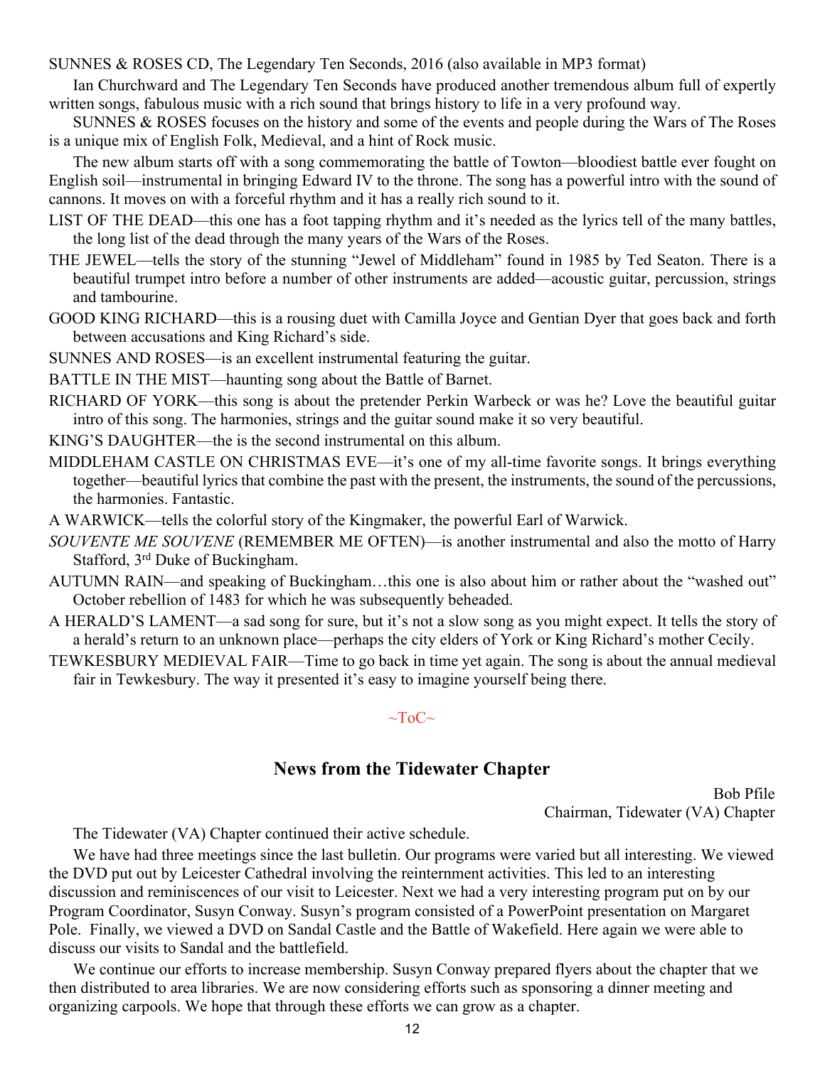SUNNES & ROSES CD, The Legendary Ten Seconds, 2016 (also available in MP3 format)

Ian Churchward and The Legendary Ten Seconds have produced another tremendous album full of expertly written songs, fabulous music with a rich sound that brings history to life in a very profound way.

SUNNES & ROSES focuses on the history and some of the events and people during the Wars of The Roses is a unique mix of English Folk, Medieval, and a hint of Rock music.

The new album starts off with a song commemorating the battle of Towton—bloodiest battle ever fought on English soil—instrumental in bringing Edward IV to the throne. The song has a powerful intro with the sound of cannons. It moves on with a forceful rhythm and it has a really rich sound to it.

LIST OF THE DEAD—this one has a foot tapping rhythm and it's needed as the lyrics tell of the many battles, the long list of the dead through the many years of the Wars of the Roses.

THE JEWEL—tells the story of the stunning "Jewel of Middleham" found in 1985 by Ted Seaton. There is a beautiful trumpet intro before a number of other instruments are added—acoustic guitar, percussion, strings and tambourine.

GOOD KING RICHARD—this is a rousing duet with Camilla Joyce and Gentian Dyer that goes back and forth between accusations and King Richard's side.

SUNNES AND ROSES—is an excellent instrumental featuring the guitar.

BATTLE IN THE MIST—haunting song about the Battle of Barnet.

RICHARD OF YORK—this song is about the pretender Perkin Warbeck or was he? Love the beautiful guitar intro of this song. The harmonies, strings and the guitar sound make it so very beautiful.

KING'S DAUGHTER—the is the second instrumental on this album.

MIDDLEHAM CASTLE ON CHRISTMAS EVE—it's one of my all-time favorite songs. It brings everything together—beautiful lyrics that combine the past with the present, the instruments, the sound of the percussions, the harmonies. Fantastic.

A WARWICK—tells the colorful story of the Kingmaker, the powerful Earl of Warwick.

*SOUVENTE ME SOUVENE* (REMEMBER ME OFTEN)—is another instrumental and also the motto of Harry Stafford, 3rd Duke of Buckingham.

AUTUMN RAIN—and speaking of Buckingham…this one is also about him or rather about the "washed out" October rebellion of 1483 for which he was subsequently beheaded.

A HERALD'S LAMENT—a sad song for sure, but it's not a slow song as you might expect. It tells the story of a herald's return to an unknown place—perhaps the city elders of York or King Richard's mother Cecily.

TEWKESBURY MEDIEVAL FAIR—Time to go back in time yet again. The song is about the annual medieval fair in Tewkesbury. The way it presented it's easy to imagine yourself being there.

~ToC~

## News from the Tidewater Chapter

Bob Pfile
Chairman, Tidewater (VA) Chapter

The Tidewater (VA) Chapter continued their active schedule.

We have had three meetings since the last bulletin. Our programs were varied but all interesting. We viewed the DVD put out by Leicester Cathedral involving the reinternment activities. This led to an interesting discussion and reminiscences of our visit to Leicester. Next we had a very interesting program put on by our Program Coordinator, Susyn Conway. Susyn's program consisted of a PowerPoint presentation on Margaret Pole. Finally, we viewed a DVD on Sandal Castle and the Battle of Wakefield. Here again we were able to discuss our visits to Sandal and the battlefield.

We continue our efforts to increase membership. Susyn Conway prepared flyers about the chapter that we then distributed to area libraries. We are now considering efforts such as sponsoring a dinner meeting and organizing carpools. We hope that through these efforts we can grow as a chapter.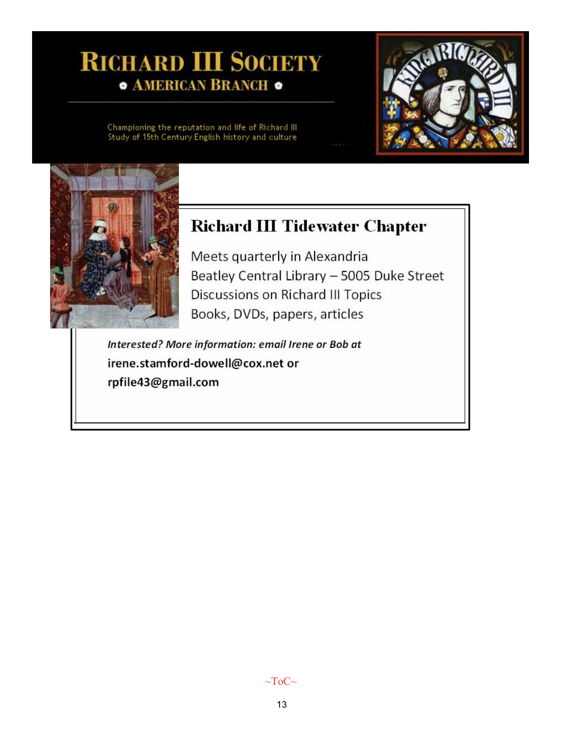# RICHARD III SOCIETY

## AMERICAN BRANCH

Championing the reputation and life of Richard III
Study of 15th Century English history and culture

## Richard III Tidewater Chapter

Meets quarterly in Alexandria
Beatley Central Library – 5005 Duke Street
Discussions on Richard III Topics
Books, DVDs, papers, articles

*Interested? More information: email Irene or Bob at*
**irene.stamford-dowell@cox.net or**
**rpfile43@gmail.com**

~ToC~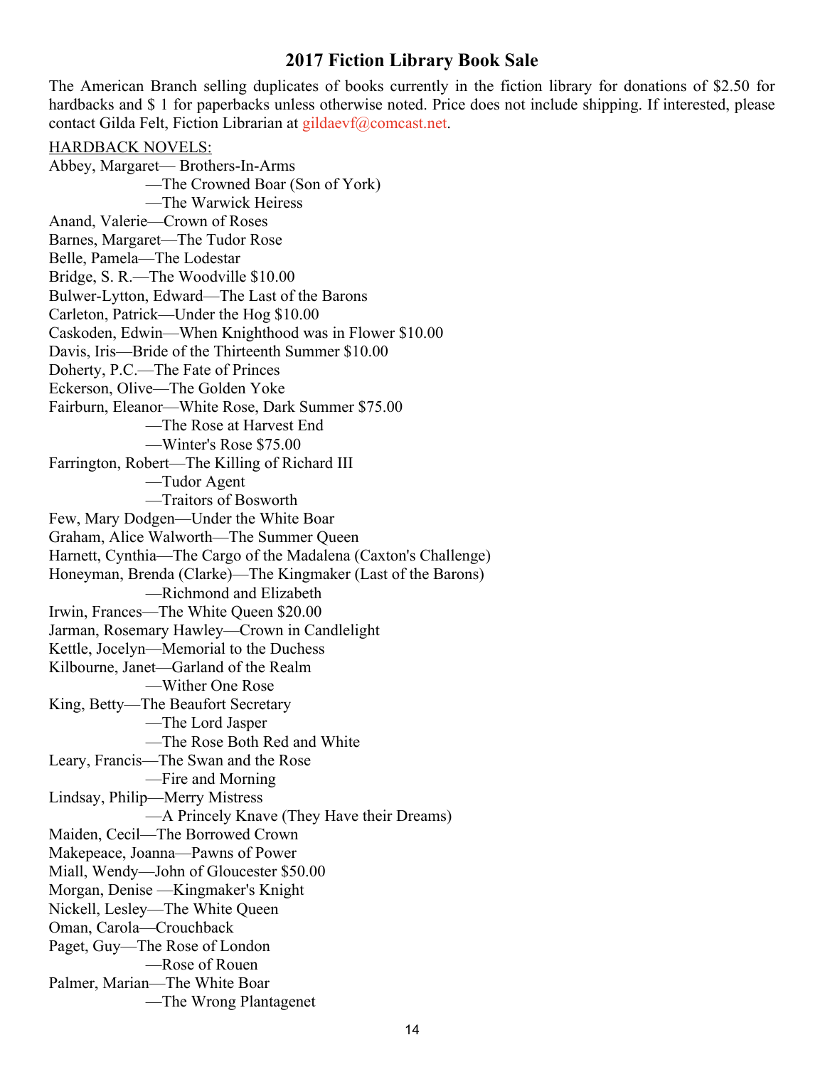## 2017 Fiction Library Book Sale

The American Branch selling duplicates of books currently in the fiction library for donations of $2.50 for hardbacks and $ 1 for paperbacks unless otherwise noted. Price does not include shipping. If interested, please contact Gilda Felt, Fiction Librarian at gildaevf@comcast.net.

<u>HARDBACK NOVELS:</u>

Abbey, Margaret— Brothers-In-Arms
—The Crowned Boar (Son of York)
—The Warwick Heiress
Anand, Valerie—Crown of Roses
Barnes, Margaret—The Tudor Rose
Belle, Pamela—The Lodestar
Bridge, S. R.—The Woodville $10.00
Bulwer-Lytton, Edward—The Last of the Barons
Carleton, Patrick—Under the Hog $10.00
Caskoden, Edwin—When Knighthood was in Flower $10.00
Davis, Iris—Bride of the Thirteenth Summer $10.00
Doherty, P.C.—The Fate of Princes
Eckerson, Olive—The Golden Yoke
Fairburn, Eleanor—White Rose, Dark Summer $75.00
—The Rose at Harvest End
—Winter's Rose $75.00
Farrington, Robert—The Killing of Richard III
—Tudor Agent
—Traitors of Bosworth
Few, Mary Dodgen—Under the White Boar
Graham, Alice Walworth—The Summer Queen
Harnett, Cynthia—The Cargo of the Madalena (Caxton's Challenge)
Honeyman, Brenda (Clarke)—The Kingmaker (Last of the Barons)
—Richmond and Elizabeth
Irwin, Frances—The White Queen $20.00
Jarman, Rosemary Hawley—Crown in Candlelight
Kettle, Jocelyn—Memorial to the Duchess
Kilbourne, Janet—Garland of the Realm
—Wither One Rose
King, Betty—The Beaufort Secretary
—The Lord Jasper
—The Rose Both Red and White
Leary, Francis—The Swan and the Rose
—Fire and Morning
Lindsay, Philip—Merry Mistress
—A Princely Knave (They Have their Dreams)
Maiden, Cecil—The Borrowed Crown
Makepeace, Joanna—Pawns of Power
Miall, Wendy—John of Gloucester $50.00
Morgan, Denise —Kingmaker's Knight
Nickell, Lesley—The White Queen
Oman, Carola—Crouchback
Paget, Guy—The Rose of London
—Rose of Rouen
Palmer, Marian—The White Boar
—The Wrong Plantagenet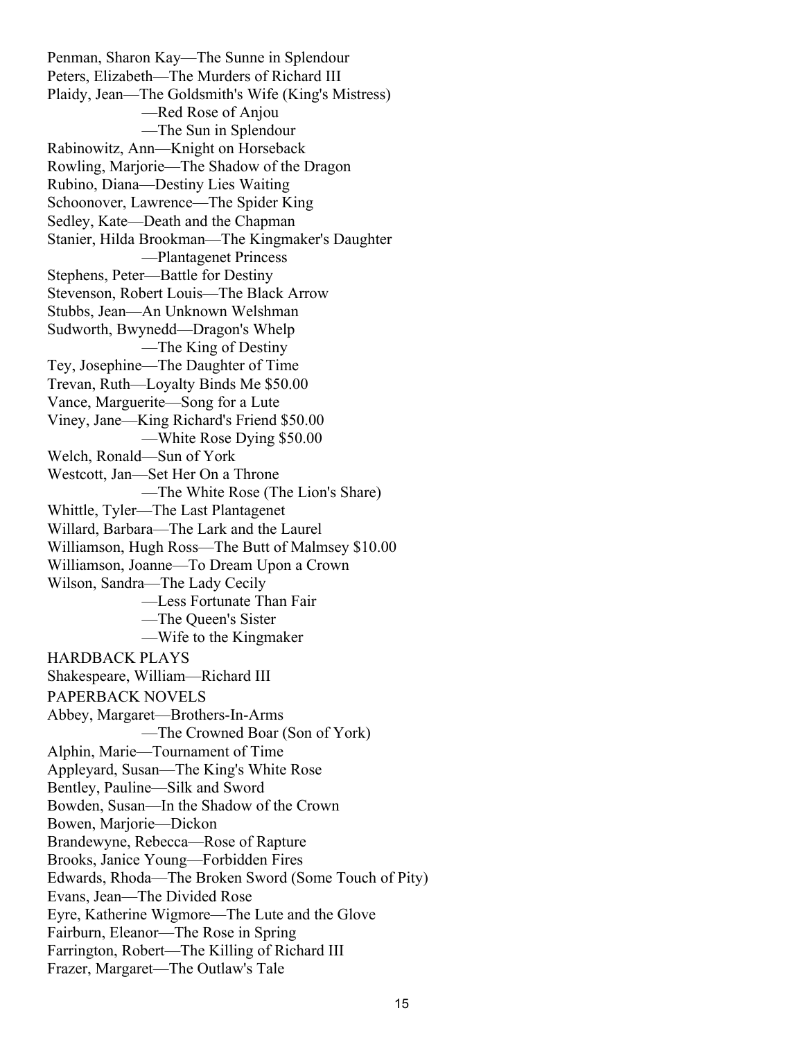Penman, Sharon Kay—The Sunne in Splendour
Peters, Elizabeth—The Murders of Richard III
Plaidy, Jean—The Goldsmith's Wife (King's Mistress)
—Red Rose of Anjou
—The Sun in Splendour
Rabinowitz, Ann—Knight on Horseback
Rowling, Marjorie—The Shadow of the Dragon
Rubino, Diana—Destiny Lies Waiting
Schoonover, Lawrence—The Spider King
Sedley, Kate—Death and the Chapman
Stanier, Hilda Brookman—The Kingmaker's Daughter
—Plantagenet Princess
Stephens, Peter—Battle for Destiny
Stevenson, Robert Louis—The Black Arrow
Stubbs, Jean—An Unknown Welshman
Sudworth, Bwynedd—Dragon's Whelp
—The King of Destiny
Tey, Josephine—The Daughter of Time
Trevan, Ruth—Loyalty Binds Me $50.00
Vance, Marguerite—Song for a Lute
Viney, Jane—King Richard's Friend $50.00
—White Rose Dying $50.00
Welch, Ronald—Sun of York
Westcott, Jan—Set Her On a Throne
—The White Rose (The Lion's Share)
Whittle, Tyler—The Last Plantagenet
Willard, Barbara—The Lark and the Laurel
Williamson, Hugh Ross—The Butt of Malmsey $10.00
Williamson, Joanne—To Dream Upon a Crown
Wilson, Sandra—The Lady Cecily
—Less Fortunate Than Fair
—The Queen's Sister
—Wife to the Kingmaker

HARDBACK PLAYS

Shakespeare, William—Richard III

PAPERBACK NOVELS

Abbey, Margaret—Brothers-In-Arms
—The Crowned Boar (Son of York)
Alphin, Marie—Tournament of Time
Appleyard, Susan—The King's White Rose
Bentley, Pauline—Silk and Sword
Bowden, Susan—In the Shadow of the Crown
Bowen, Marjorie—Dickon
Brandewyne, Rebecca—Rose of Rapture
Brooks, Janice Young—Forbidden Fires
Edwards, Rhoda—The Broken Sword (Some Touch of Pity)
Evans, Jean—The Divided Rose
Eyre, Katherine Wigmore—The Lute and the Glove
Fairburn, Eleanor—The Rose in Spring
Farrington, Robert—The Killing of Richard III
Frazer, Margaret—The Outlaw's Tale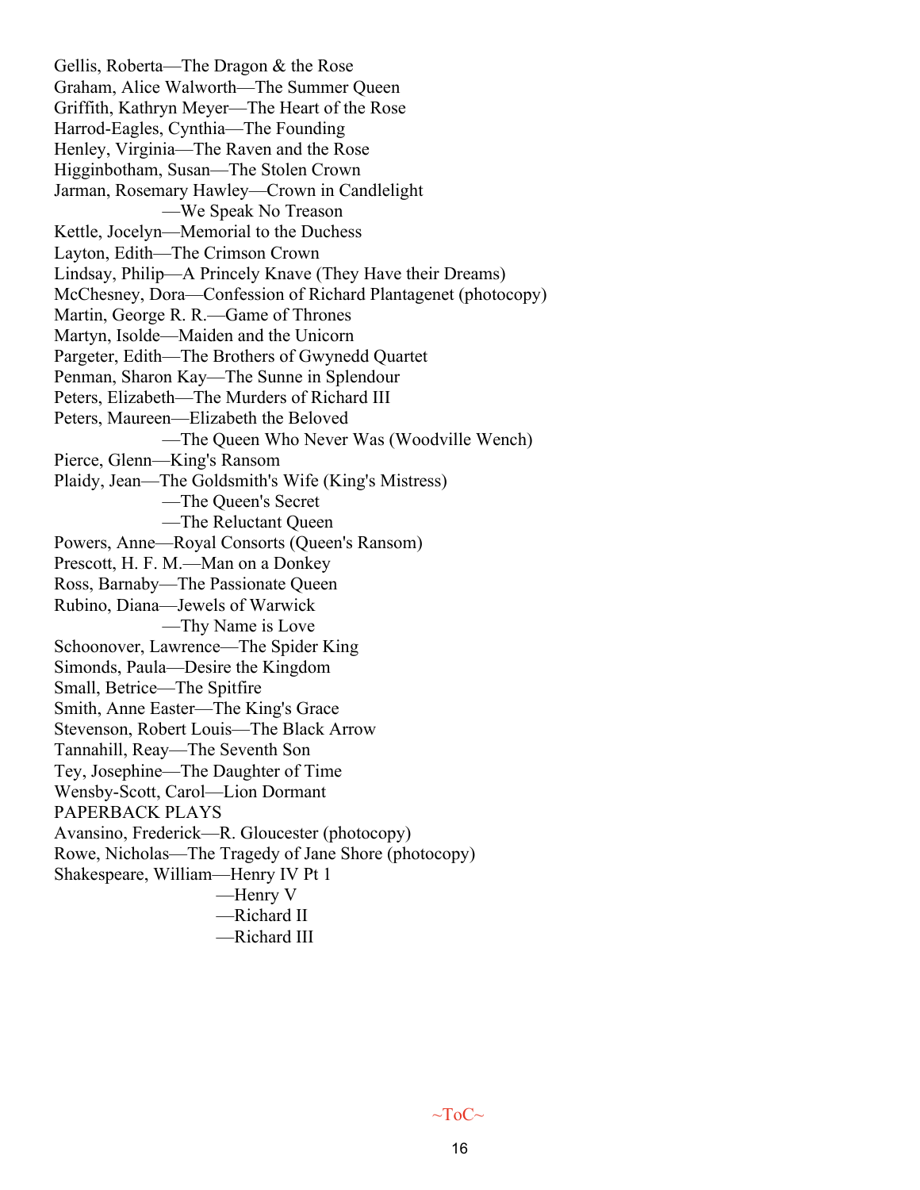Gellis, Roberta—The Dragon & the Rose
Graham, Alice Walworth—The Summer Queen
Griffith, Kathryn Meyer—The Heart of the Rose
Harrod-Eagles, Cynthia—The Founding
Henley, Virginia—The Raven and the Rose
Higginbotham, Susan—The Stolen Crown
Jarman, Rosemary Hawley—Crown in Candlelight
—We Speak No Treason
Kettle, Jocelyn—Memorial to the Duchess
Layton, Edith—The Crimson Crown
Lindsay, Philip—A Princely Knave (They Have their Dreams)
McChesney, Dora—Confession of Richard Plantagenet (photocopy)
Martin, George R. R.—Game of Thrones
Martyn, Isolde—Maiden and the Unicorn
Pargeter, Edith—The Brothers of Gwynedd Quartet
Penman, Sharon Kay—The Sunne in Splendour
Peters, Elizabeth—The Murders of Richard III
Peters, Maureen—Elizabeth the Beloved
—The Queen Who Never Was (Woodville Wench)
Pierce, Glenn—King's Ransom
Plaidy, Jean—The Goldsmith's Wife (King's Mistress)
—The Queen's Secret
—The Reluctant Queen
Powers, Anne—Royal Consorts (Queen's Ransom)
Prescott, H. F. M.—Man on a Donkey
Ross, Barnaby—The Passionate Queen
Rubino, Diana—Jewels of Warwick
—Thy Name is Love
Schoonover, Lawrence—The Spider King
Simonds, Paula—Desire the Kingdom
Small, Betrice—The Spitfire
Smith, Anne Easter—The King's Grace
Stevenson, Robert Louis—The Black Arrow
Tannahill, Reay—The Seventh Son
Tey, Josephine—The Daughter of Time
Wensby-Scott, Carol—Lion Dormant

PAPERBACK PLAYS

Avansino, Frederick—R. Gloucester (photocopy)
Rowe, Nicholas—The Tragedy of Jane Shore (photocopy)
Shakespeare, William—Henry IV Pt 1
—Henry V
—Richard II
—Richard III

~ToC~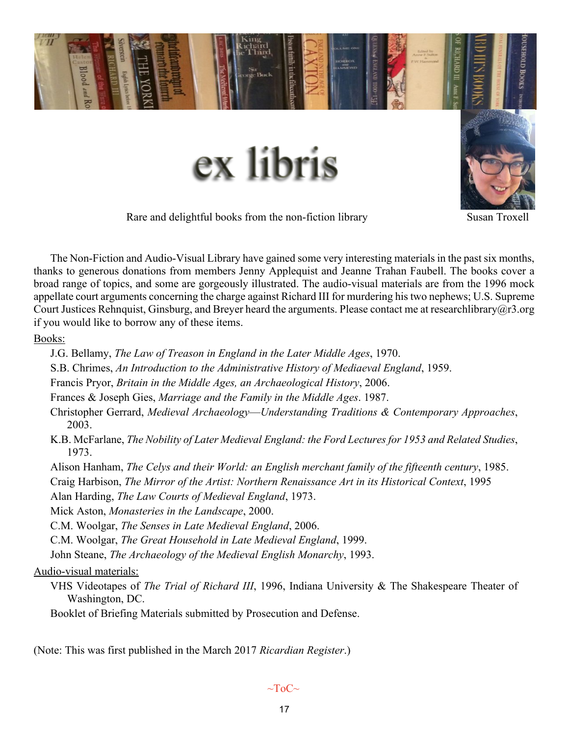# ex libris

Rare and delightful books from the non-fiction library

Susan Troxell

The Non-Fiction and Audio-Visual Library have gained some very interesting materials in the past six months, thanks to generous donations from members Jenny Applequist and Jeanne Trahan Faubell. The books cover a broad range of topics, and some are gorgeously illustrated. The audio-visual materials are from the 1996 mock appellate court arguments concerning the charge against Richard III for murdering his two nephews; U.S. Supreme Court Justices Rehnquist, Ginsburg, and Breyer heard the arguments. Please contact me at researchlibrary@r3.org if you would like to borrow any of these items.

Books:

- J.G. Bellamy, *The Law of Treason in England in the Later Middle Ages*, 1970.
- S.B. Chrimes, *An Introduction to the Administrative History of Mediaeval England*, 1959.
- Francis Pryor, *Britain in the Middle Ages, an Archaeological History*, 2006.
- Frances & Joseph Gies, *Marriage and the Family in the Middle Ages*. 1987.
- Christopher Gerrard, *Medieval Archaeology—Understanding Traditions & Contemporary Approaches*, 2003.
- K.B. McFarlane, *The Nobility of Later Medieval England: the Ford Lectures for 1953 and Related Studies*, 1973.
- Alison Hanham, *The Celys and their World: an English merchant family of the fifteenth century*, 1985.
- Craig Harbison, *The Mirror of the Artist: Northern Renaissance Art in its Historical Context*, 1995
- Alan Harding, *The Law Courts of Medieval England*, 1973.
- Mick Aston, *Monasteries in the Landscape*, 2000.
- C.M. Woolgar, *The Senses in Late Medieval England*, 2006.
- C.M. Woolgar, *The Great Household in Late Medieval England*, 1999.
- John Steane, *The Archaeology of the Medieval English Monarchy*, 1993.

Audio-visual materials:

- VHS Videotapes of *The Trial of Richard III*, 1996, Indiana University & The Shakespeare Theater of Washington, DC.
- Booklet of Briefing Materials submitted by Prosecution and Defense.

(Note: This was first published in the March 2017 *Ricardian Register*.)

~ToC~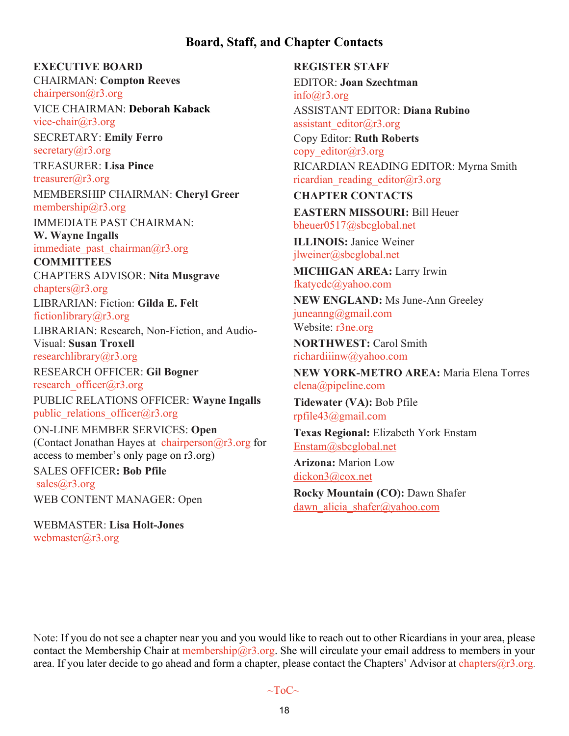## Board, Staff, and Chapter Contacts

**EXECUTIVE BOARD**

CHAIRMAN: **Compton Reeves**
chairperson@r3.org

VICE CHAIRMAN: **Deborah Kaback**
vice-chair@r3.org

SECRETARY: **Emily Ferro**
secretary@r3.org

TREASURER: **Lisa Pince**
treasurer@r3.org

MEMBERSHIP CHAIRMAN: **Cheryl Greer**
membership@r3.org

IMMEDIATE PAST CHAIRMAN:
**W. Wayne Ingalls**
immediate_past_chairman@r3.org

**COMMITTEES**

CHAPTERS ADVISOR: **Nita Musgrave**
chapters@r3.org

LIBRARIAN: Fiction: **Gilda E. Felt**
fictionlibrary@r3.org

LIBRARIAN: Research, Non-Fiction, and Audio-Visual: **Susan Troxell**
researchlibrary@r3.org

RESEARCH OFFICER: **Gil Bogner**
research_officer@r3.org

PUBLIC RELATIONS OFFICER: **Wayne Ingalls**
public_relations_officer@r3.org

ON-LINE MEMBER SERVICES: **Open**
(Contact Jonathan Hayes at chairperson@r3.org for access to member's only page on r3.org)

SALES OFFICER**: Bob Pfile**
sales@r3.org

WEB CONTENT MANAGER: Open

WEBMASTER: **Lisa Holt-Jones**
webmaster@r3.org

**REGISTER STAFF**

EDITOR: **Joan Szechtman**
info@r3.org

ASSISTANT EDITOR: **Diana Rubino**
assistant_editor@r3.org

Copy Editor: **Ruth Roberts**
copy_editor@r3.org

RICARDIAN READING EDITOR: Myrna Smith
ricardian_reading_editor@r3.org

**CHAPTER CONTACTS**

**EASTERN MISSOURI:** Bill Heuer
bheuer0517@sbcglobal.net

**ILLINOIS:** Janice Weiner
jlweiner@sbcglobal.net

**MICHIGAN AREA:** Larry Irwin
fkatycdc@yahoo.com

**NEW ENGLAND:** Ms June-Ann Greeley
juneanng@gmail.com
Website: r3ne.org

**NORTHWEST:** Carol Smith
richardiiinw@yahoo.com

**NEW YORK-METRO AREA:** Maria Elena Torres
elena@pipeline.com

**Tidewater (VA):** Bob Pfile
rpfile43@gmail.com

**Texas Regional:** Elizabeth York Enstam
Enstam@sbcglobal.net

**Arizona:** Marion Low
dickon3@cox.net

**Rocky Mountain (CO):** Dawn Shafer
dawn_alicia_shafer@yahoo.com

Note: If you do not see a chapter near you and you would like to reach out to other Ricardians in your area, please contact the Membership Chair at membership@r3.org. She will circulate your email address to members in your area. If you later decide to go ahead and form a chapter, please contact the Chapters' Advisor at chapters@r3.org.

~ToC~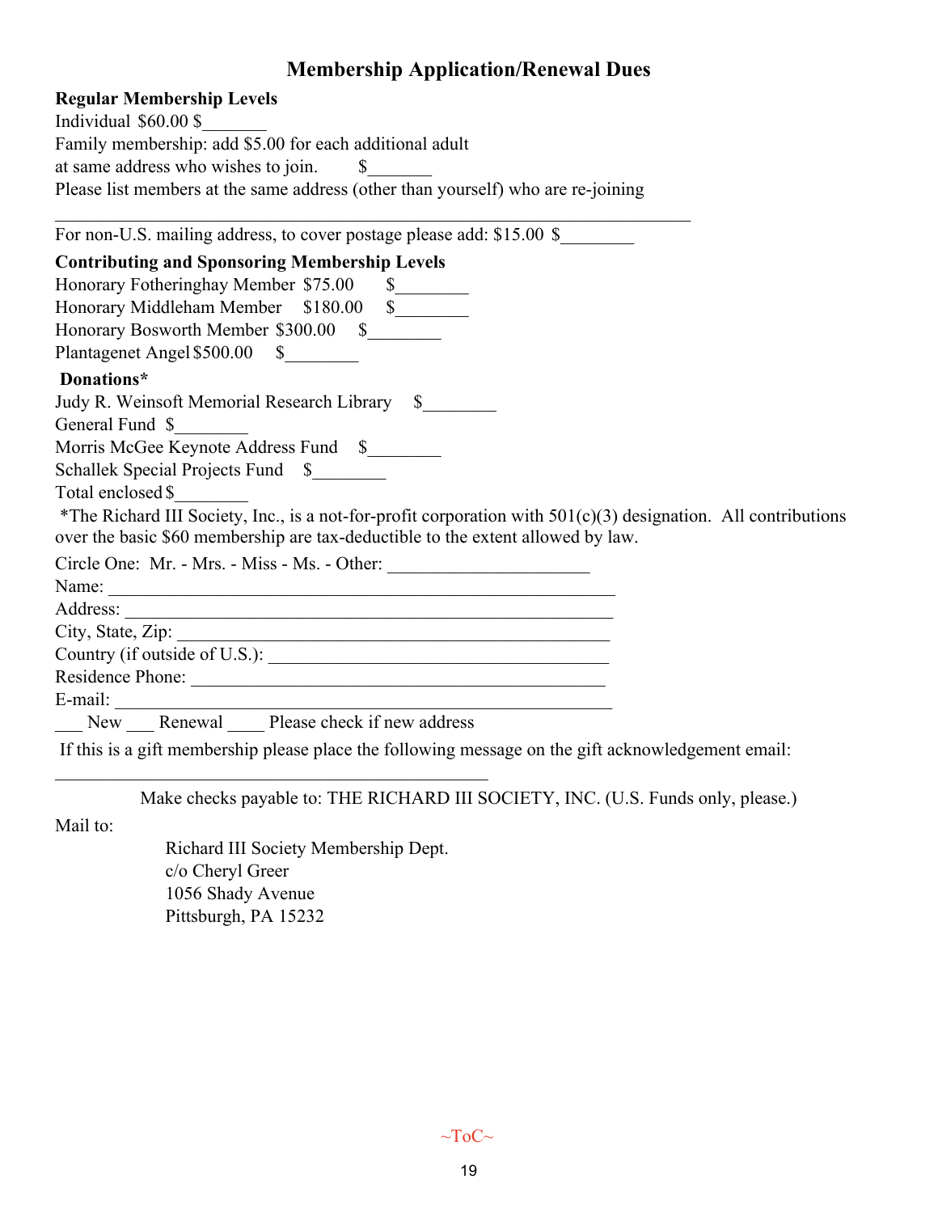## Membership Application/Renewal Dues

**Regular Membership Levels**

Individual $60.00 $_______

Family membership: add $5.00 for each additional adult
at same address who wishes to join. $_______

Please list members at the same address (other than yourself) who are re-joining

_________________________________________________________________________

For non-U.S. mailing address, to cover postage please add: $15.00 $________

**Contributing and Sponsoring Membership Levels**

Honorary Fotheringhay Member $75.00 $________

Honorary Middleham Member $180.00 $________

Honorary Bosworth Member $300.00 $________

Plantagenet Angel $500.00 $________

**Donations***

Judy R. Weinsoft Memorial Research Library $________

General Fund $________

Morris McGee Keynote Address Fund $________

Schallek Special Projects Fund $________

Total enclosed $________

*The Richard III Society, Inc., is a not-for-profit corporation with 501(c)(3) designation. All contributions over the basic $60 membership are tax-deductible to the extent allowed by law.

Circle One: Mr. - Mrs. - Miss - Ms. - Other: ______________________

Name: _________________________________________________________

Address: _______________________________________________________

City, State, Zip: ________________________________________________

Country (if outside of U.S.): _____________________________________

Residence Phone: _______________________________________________

E-mail: ________________________________________________________

___ New ___ Renewal ____ Please check if new address

If this is a gift membership please place the following message on the gift acknowledgement email:

_______________________________________________

Make checks payable to: THE RICHARD III SOCIETY, INC. (U.S. Funds only, please.)

Mail to:

Richard III Society Membership Dept.
c/o Cheryl Greer
1056 Shady Avenue
Pittsburgh, PA 15232

~ToC~